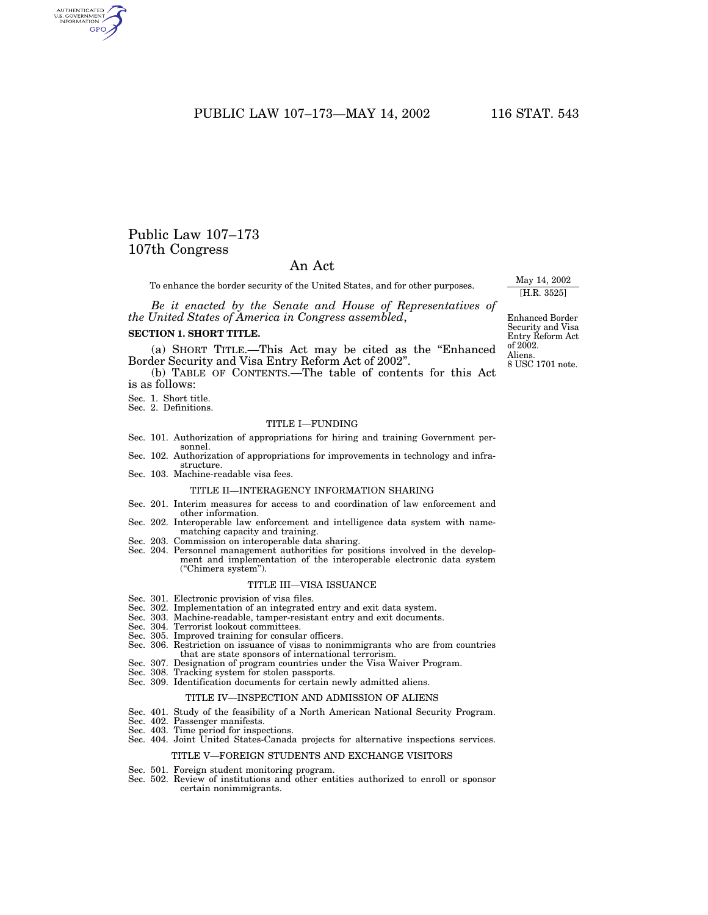# Public Law 107–173
## 107th Congress

## An Act

To enhance the border security of the United States, and for other purposes.

May 14, 2002
[H.R. 3525]

*Be it enacted by the Senate and House of Representatives of the United States of America in Congress assembled*,

Enhanced Border Security and Visa Entry Reform Act of 2002.
Aliens.
8 USC 1701 note.

**SECTION 1. SHORT TITLE.**

(a) SHORT TITLE.—This Act may be cited as the "Enhanced Border Security and Visa Entry Reform Act of 2002".

(b) TABLE OF CONTENTS.—The table of contents for this Act is as follows:

Sec. 1. Short title.
Sec. 2. Definitions.

TITLE I—FUNDING

Sec. 101. Authorization of appropriations for hiring and training Government personnel.
Sec. 102. Authorization of appropriations for improvements in technology and infrastructure.
Sec. 103. Machine-readable visa fees.

TITLE II—INTERAGENCY INFORMATION SHARING

Sec. 201. Interim measures for access to and coordination of law enforcement and other information.
Sec. 202. Interoperable law enforcement and intelligence data system with name-matching capacity and training.
Sec. 203. Commission on interoperable data sharing.
Sec. 204. Personnel management authorities for positions involved in the development and implementation of the interoperable electronic data system ("Chimera system").

TITLE III—VISA ISSUANCE

Sec. 301. Electronic provision of visa files.
Sec. 302. Implementation of an integrated entry and exit data system.
Sec. 303. Machine-readable, tamper-resistant entry and exit documents.
Sec. 304. Terrorist lookout committees.
Sec. 305. Improved training for consular officers.
Sec. 306. Restriction on issuance of visas to nonimmigrants who are from countries that are state sponsors of international terrorism.
Sec. 307. Designation of program countries under the Visa Waiver Program.
Sec. 308. Tracking system for stolen passports.
Sec. 309. Identification documents for certain newly admitted aliens.

TITLE IV—INSPECTION AND ADMISSION OF ALIENS

Sec. 401. Study of the feasibility of a North American National Security Program.
Sec. 402. Passenger manifests.
Sec. 403. Time period for inspections.
Sec. 404. Joint United States-Canada projects for alternative inspections services.

TITLE V—FOREIGN STUDENTS AND EXCHANGE VISITORS

Sec. 501. Foreign student monitoring program.
Sec. 502. Review of institutions and other entities authorized to enroll or sponsor certain nonimmigrants.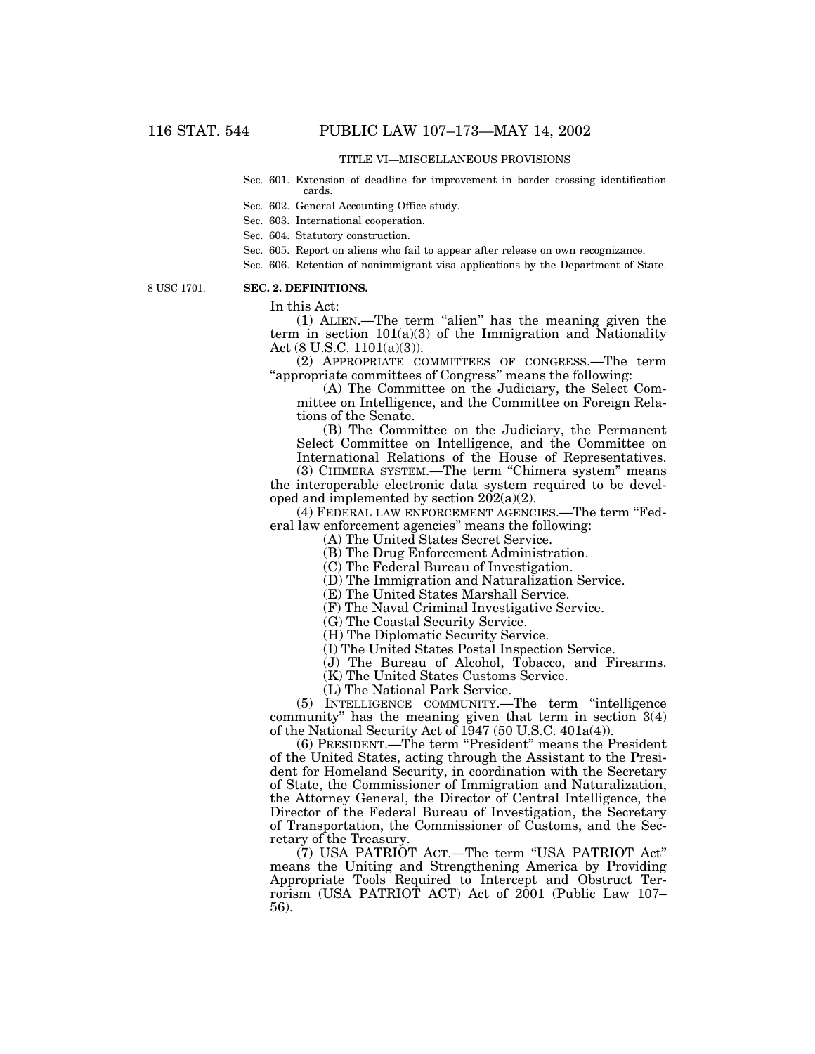TITLE VI—MISCELLANEOUS PROVISIONS

Sec. 601. Extension of deadline for improvement in border crossing identification cards.

Sec. 602. General Accounting Office study.

Sec. 603. International cooperation.

Sec. 604. Statutory construction.

Sec. 605. Report on aliens who fail to appear after release on own recognizance.

Sec. 606. Retention of nonimmigrant visa applications by the Department of State.

8 USC 1701.

**SEC. 2. DEFINITIONS.**

In this Act:

(1) ALIEN.—The term "alien" has the meaning given the term in section 101(a)(3) of the Immigration and Nationality Act (8 U.S.C. 1101(a)(3)).

(2) APPROPRIATE COMMITTEES OF CONGRESS.—The term "appropriate committees of Congress" means the following:

(A) The Committee on the Judiciary, the Select Committee on Intelligence, and the Committee on Foreign Relations of the Senate.

(B) The Committee on the Judiciary, the Permanent Select Committee on Intelligence, and the Committee on International Relations of the House of Representatives.

(3) CHIMERA SYSTEM.—The term "Chimera system" means the interoperable electronic data system required to be developed and implemented by section 202(a)(2).

(4) FEDERAL LAW ENFORCEMENT AGENCIES.—The term "Federal law enforcement agencies" means the following:

(A) The United States Secret Service.

(B) The Drug Enforcement Administration.

(C) The Federal Bureau of Investigation.

(D) The Immigration and Naturalization Service.

(E) The United States Marshall Service.

(F) The Naval Criminal Investigative Service.

(G) The Coastal Security Service.

(H) The Diplomatic Security Service.

(I) The United States Postal Inspection Service.

(J) The Bureau of Alcohol, Tobacco, and Firearms.

(K) The United States Customs Service.

(L) The National Park Service.

(5) INTELLIGENCE COMMUNITY.—The term "intelligence community" has the meaning given that term in section 3(4) of the National Security Act of 1947 (50 U.S.C. 401a(4)).

(6) PRESIDENT.—The term "President" means the President of the United States, acting through the Assistant to the President for Homeland Security, in coordination with the Secretary of State, the Commissioner of Immigration and Naturalization, the Attorney General, the Director of Central Intelligence, the Director of the Federal Bureau of Investigation, the Secretary of Transportation, the Commissioner of Customs, and the Secretary of the Treasury.

(7) USA PATRIOT ACT.—The term "USA PATRIOT Act" means the Uniting and Strengthening America by Providing Appropriate Tools Required to Intercept and Obstruct Terrorism (USA PATRIOT ACT) Act of 2001 (Public Law 107–56).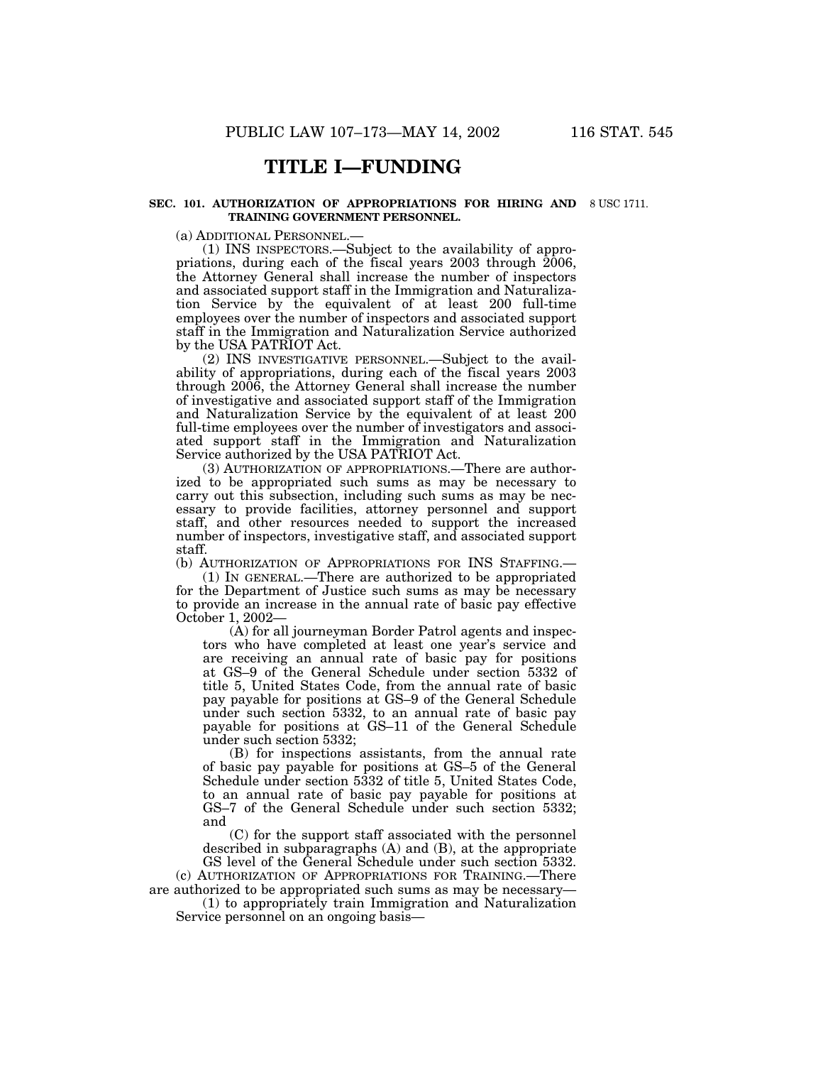# TITLE I—FUNDING

**SEC. 101. AUTHORIZATION OF APPROPRIATIONS FOR HIRING AND TRAINING GOVERNMENT PERSONNEL.**

8 USC 1711.

(a) ADDITIONAL PERSONNEL.—

(1) INS INSPECTORS.—Subject to the availability of appropriations, during each of the fiscal years 2003 through 2006, the Attorney General shall increase the number of inspectors and associated support staff in the Immigration and Naturalization Service by the equivalent of at least 200 full-time employees over the number of inspectors and associated support staff in the Immigration and Naturalization Service authorized by the USA PATRIOT Act.

(2) INS INVESTIGATIVE PERSONNEL.—Subject to the availability of appropriations, during each of the fiscal years 2003 through 2006, the Attorney General shall increase the number of investigative and associated support staff of the Immigration and Naturalization Service by the equivalent of at least 200 full-time employees over the number of investigators and associated support staff in the Immigration and Naturalization Service authorized by the USA PATRIOT Act.

(3) AUTHORIZATION OF APPROPRIATIONS.—There are authorized to be appropriated such sums as may be necessary to carry out this subsection, including such sums as may be necessary to provide facilities, attorney personnel and support staff, and other resources needed to support the increased number of inspectors, investigative staff, and associated support staff.

(b) AUTHORIZATION OF APPROPRIATIONS FOR INS STAFFING.—

(1) IN GENERAL.—There are authorized to be appropriated for the Department of Justice such sums as may be necessary to provide an increase in the annual rate of basic pay effective October 1, 2002—

(A) for all journeyman Border Patrol agents and inspectors who have completed at least one year's service and are receiving an annual rate of basic pay for positions at GS–9 of the General Schedule under section 5332 of title 5, United States Code, from the annual rate of basic pay payable for positions at GS–9 of the General Schedule under such section 5332, to an annual rate of basic pay payable for positions at GS–11 of the General Schedule under such section 5332;

(B) for inspections assistants, from the annual rate of basic pay payable for positions at GS–5 of the General Schedule under section 5332 of title 5, United States Code, to an annual rate of basic pay payable for positions at GS–7 of the General Schedule under such section 5332; and

(C) for the support staff associated with the personnel described in subparagraphs (A) and (B), at the appropriate GS level of the General Schedule under such section 5332.

(c) AUTHORIZATION OF APPROPRIATIONS FOR TRAINING.—There are authorized to be appropriated such sums as may be necessary—

(1) to appropriately train Immigration and Naturalization Service personnel on an ongoing basis—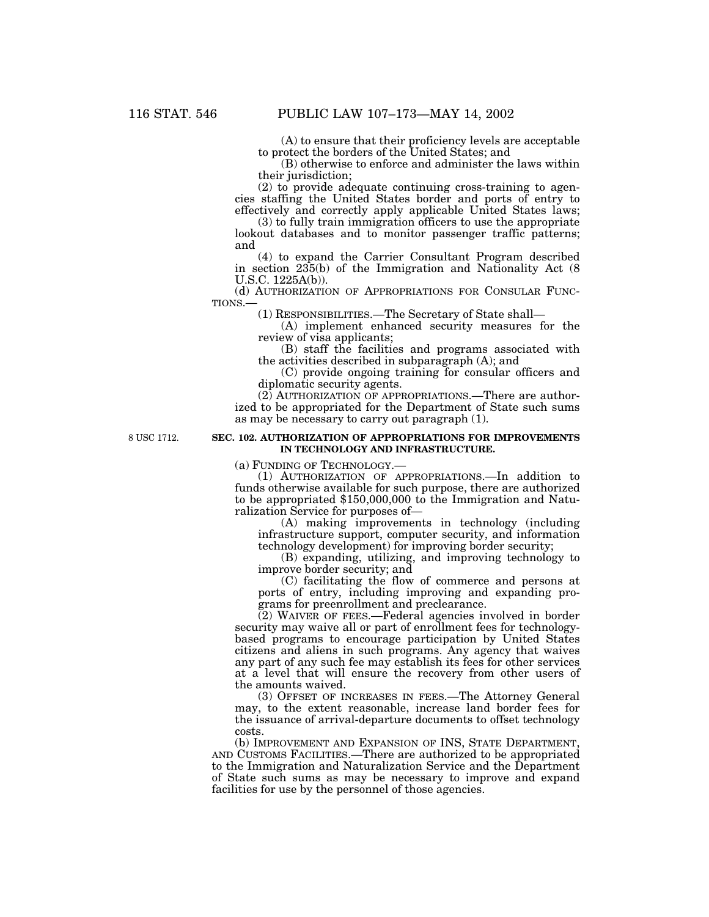(A) to ensure that their proficiency levels are acceptable to protect the borders of the United States; and

(B) otherwise to enforce and administer the laws within their jurisdiction;

(2) to provide adequate continuing cross-training to agencies staffing the United States border and ports of entry to effectively and correctly apply applicable United States laws;

(3) to fully train immigration officers to use the appropriate lookout databases and to monitor passenger traffic patterns; and

(4) to expand the Carrier Consultant Program described in section 235(b) of the Immigration and Nationality Act (8 U.S.C. 1225A(b)).

(d) AUTHORIZATION OF APPROPRIATIONS FOR CONSULAR FUNCTIONS.—

(1) RESPONSIBILITIES.—The Secretary of State shall—

(A) implement enhanced security measures for the review of visa applicants;

(B) staff the facilities and programs associated with the activities described in subparagraph (A); and

(C) provide ongoing training for consular officers and diplomatic security agents.

(2) AUTHORIZATION OF APPROPRIATIONS.—There are authorized to be appropriated for the Department of State such sums as may be necessary to carry out paragraph (1).

8 USC 1712.

**SEC. 102. AUTHORIZATION OF APPROPRIATIONS FOR IMPROVEMENTS IN TECHNOLOGY AND INFRASTRUCTURE.**

(a) FUNDING OF TECHNOLOGY.—

(1) AUTHORIZATION OF APPROPRIATIONS.—In addition to funds otherwise available for such purpose, there are authorized to be appropriated $150,000,000 to the Immigration and Naturalization Service for purposes of—

(A) making improvements in technology (including infrastructure support, computer security, and information technology development) for improving border security;

(B) expanding, utilizing, and improving technology to improve border security; and

(C) facilitating the flow of commerce and persons at ports of entry, including improving and expanding programs for preenrollment and preclearance.

(2) WAIVER OF FEES.—Federal agencies involved in border security may waive all or part of enrollment fees for technology-based programs to encourage participation by United States citizens and aliens in such programs. Any agency that waives any part of any such fee may establish its fees for other services at a level that will ensure the recovery from other users of the amounts waived.

(3) OFFSET OF INCREASES IN FEES.—The Attorney General may, to the extent reasonable, increase land border fees for the issuance of arrival-departure documents to offset technology costs.

(b) IMPROVEMENT AND EXPANSION OF INS, STATE DEPARTMENT, AND CUSTOMS FACILITIES.—There are authorized to be appropriated to the Immigration and Naturalization Service and the Department of State such sums as may be necessary to improve and expand facilities for use by the personnel of those agencies.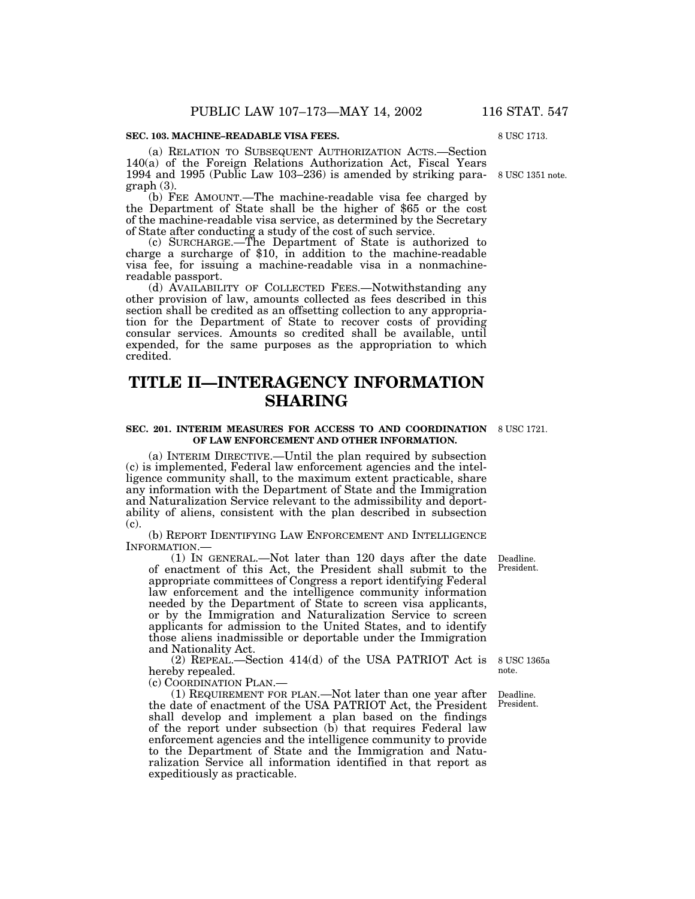**SEC. 103. MACHINE–READABLE VISA FEES.**

8 USC 1713.

(a) RELATION TO SUBSEQUENT AUTHORIZATION ACTS.—Section 140(a) of the Foreign Relations Authorization Act, Fiscal Years 1994 and 1995 (Public Law 103–236) is amended by striking paragraph (3).

8 USC 1351 note.

(b) FEE AMOUNT.—The machine-readable visa fee charged by the Department of State shall be the higher of $65 or the cost of the machine-readable visa service, as determined by the Secretary of State after conducting a study of the cost of such service.

(c) SURCHARGE.—The Department of State is authorized to charge a surcharge of $10, in addition to the machine-readable visa fee, for issuing a machine-readable visa in a nonmachine-readable passport.

(d) AVAILABILITY OF COLLECTED FEES.—Notwithstanding any other provision of law, amounts collected as fees described in this section shall be credited as an offsetting collection to any appropriation for the Department of State to recover costs of providing consular services. Amounts so credited shall be available, until expended, for the same purposes as the appropriation to which credited.

# TITLE II—INTERAGENCY INFORMATION SHARING

**SEC. 201. INTERIM MEASURES FOR ACCESS TO AND COORDINATION OF LAW ENFORCEMENT AND OTHER INFORMATION.**

8 USC 1721.

(a) INTERIM DIRECTIVE.—Until the plan required by subsection (c) is implemented, Federal law enforcement agencies and the intelligence community shall, to the maximum extent practicable, share any information with the Department of State and the Immigration and Naturalization Service relevant to the admissibility and deportability of aliens, consistent with the plan described in subsection (c).

(b) REPORT IDENTIFYING LAW ENFORCEMENT AND INTELLIGENCE INFORMATION.—

Deadline. President.

(1) IN GENERAL.—Not later than 120 days after the date of enactment of this Act, the President shall submit to the appropriate committees of Congress a report identifying Federal law enforcement and the intelligence community information needed by the Department of State to screen visa applicants, or by the Immigration and Naturalization Service to screen applicants for admission to the United States, and to identify those aliens inadmissible or deportable under the Immigration and Nationality Act.

8 USC 1365a note.

(2) REPEAL.—Section 414(d) of the USA PATRIOT Act is hereby repealed.

(c) COORDINATION PLAN.—

Deadline. President.

(1) REQUIREMENT FOR PLAN.—Not later than one year after the date of enactment of the USA PATRIOT Act, the President shall develop and implement a plan based on the findings of the report under subsection (b) that requires Federal law enforcement agencies and the intelligence community to provide to the Department of State and the Immigration and Naturalization Service all information identified in that report as expeditiously as practicable.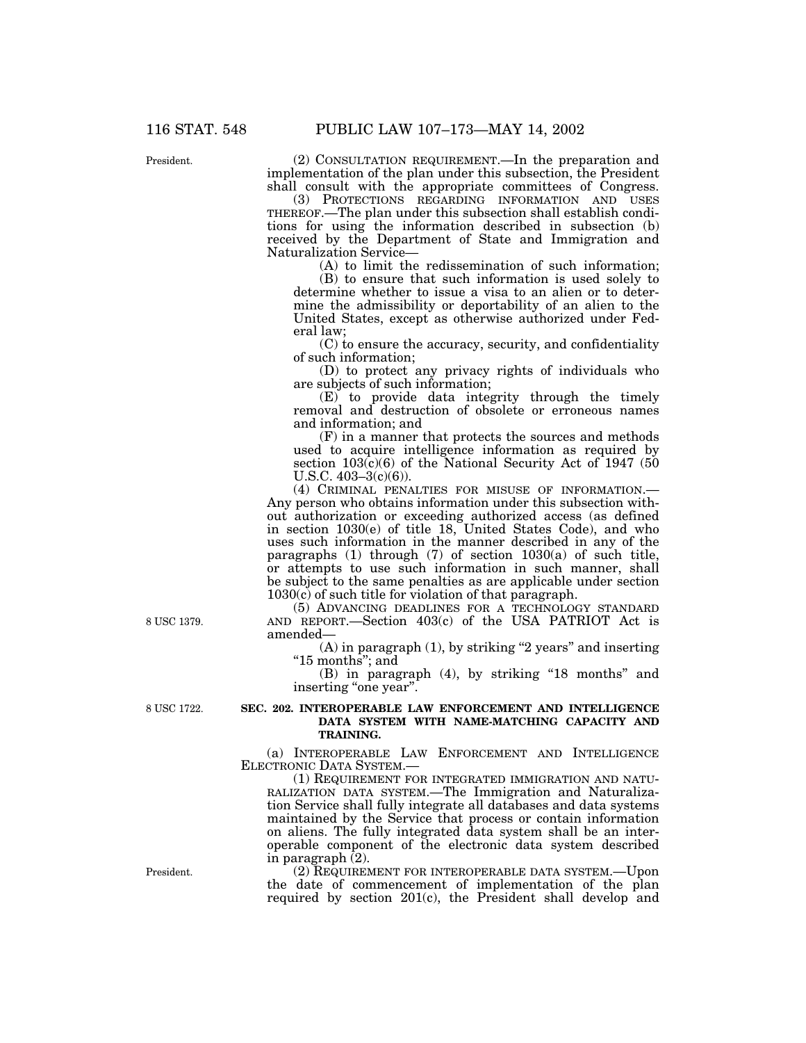(2) CONSULTATION REQUIREMENT.—In the preparation and implementation of the plan under this subsection, the President shall consult with the appropriate committees of Congress.

(3) PROTECTIONS REGARDING INFORMATION AND USES THEREOF.—The plan under this subsection shall establish conditions for using the information described in subsection (b) received by the Department of State and Immigration and Naturalization Service—

(A) to limit the redissemination of such information;

(B) to ensure that such information is used solely to determine whether to issue a visa to an alien or to determine the admissibility or deportability of an alien to the United States, except as otherwise authorized under Federal law;

(C) to ensure the accuracy, security, and confidentiality of such information;

(D) to protect any privacy rights of individuals who are subjects of such information;

(E) to provide data integrity through the timely removal and destruction of obsolete or erroneous names and information; and

(F) in a manner that protects the sources and methods used to acquire intelligence information as required by section 103(c)(6) of the National Security Act of 1947 (50 U.S.C. 403–3(c)(6)).

(4) CRIMINAL PENALTIES FOR MISUSE OF INFORMATION.—Any person who obtains information under this subsection without authorization or exceeding authorized access (as defined in section 1030(e) of title 18, United States Code), and who uses such information in the manner described in any of the paragraphs (1) through (7) of section 1030(a) of such title, or attempts to use such information in such manner, shall be subject to the same penalties as are applicable under section 1030(c) of such title for violation of that paragraph.

(5) ADVANCING DEADLINES FOR A TECHNOLOGY STANDARD AND REPORT.—Section 403(c) of the USA PATRIOT Act is amended—

(A) in paragraph (1), by striking "2 years" and inserting "15 months"; and

(B) in paragraph (4), by striking "18 months" and inserting "one year".

**SEC. 202. INTEROPERABLE LAW ENFORCEMENT AND INTELLIGENCE DATA SYSTEM WITH NAME-MATCHING CAPACITY AND TRAINING.**

(a) INTEROPERABLE LAW ENFORCEMENT AND INTELLIGENCE ELECTRONIC DATA SYSTEM.—

(1) REQUIREMENT FOR INTEGRATED IMMIGRATION AND NATURALIZATION DATA SYSTEM.—The Immigration and Naturalization Service shall fully integrate all databases and data systems maintained by the Service that process or contain information on aliens. The fully integrated data system shall be an interoperable component of the electronic data system described in paragraph (2).

(2) REQUIREMENT FOR INTEROPERABLE DATA SYSTEM.—Upon the date of commencement of implementation of the plan required by section 201(c), the President shall develop and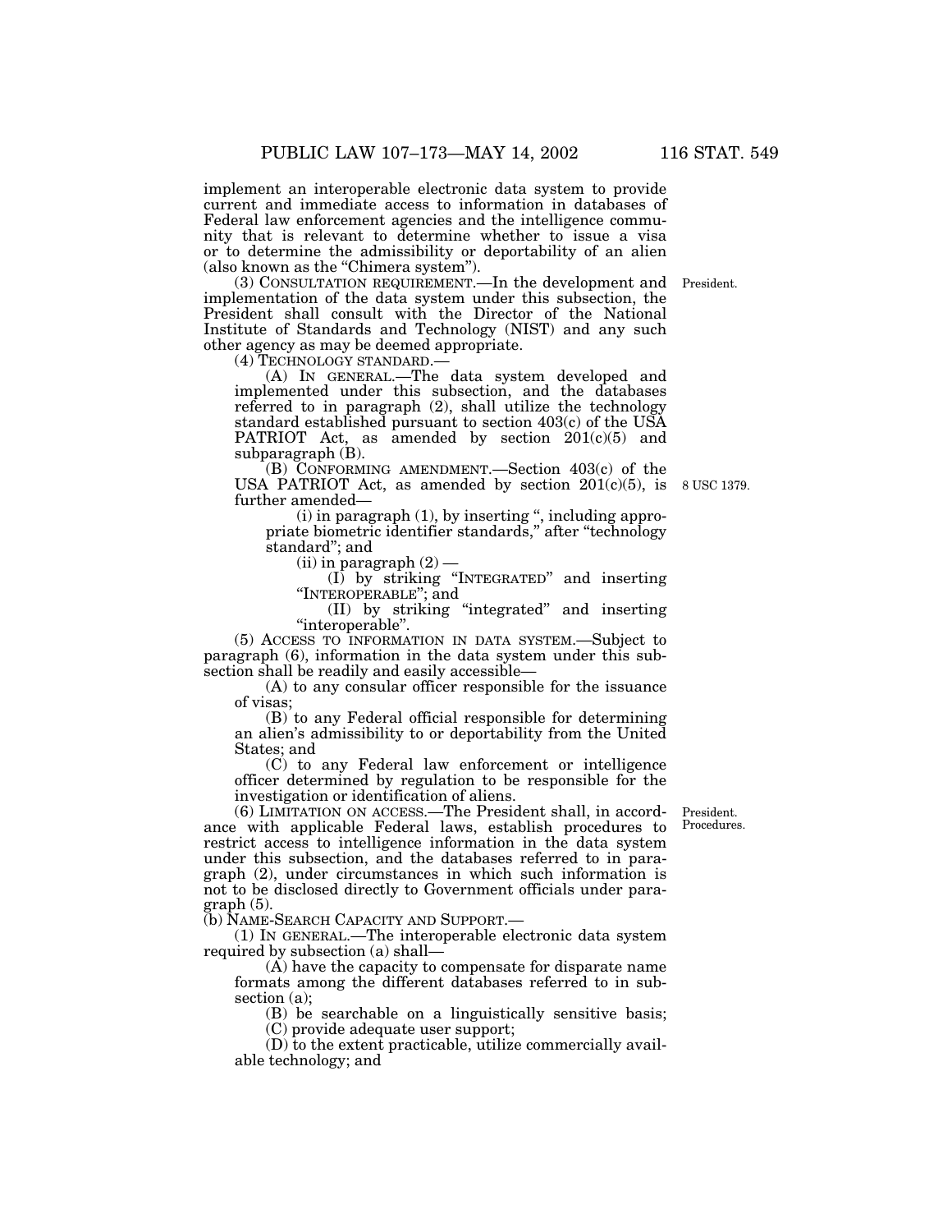implement an interoperable electronic data system to provide current and immediate access to information in databases of Federal law enforcement agencies and the intelligence community that is relevant to determine whether to issue a visa or to determine the admissibility or deportability of an alien (also known as the "Chimera system").

(3) CONSULTATION REQUIREMENT.—In the development and implementation of the data system under this subsection, the President shall consult with the Director of the National Institute of Standards and Technology (NIST) and any such other agency as may be deemed appropriate.

President.

(4) TECHNOLOGY STANDARD.—

(A) IN GENERAL.—The data system developed and implemented under this subsection, and the databases referred to in paragraph (2), shall utilize the technology standard established pursuant to section 403(c) of the USA PATRIOT Act, as amended by section 201(c)(5) and subparagraph (B).

(B) CONFORMING AMENDMENT.—Section 403(c) of the USA PATRIOT Act, as amended by section 201(c)(5), is further amended—

8 USC 1379.

(i) in paragraph (1), by inserting ", including appropriate biometric identifier standards," after "technology standard"; and

(ii) in paragraph (2) —

(I) by striking "INTEGRATED" and inserting "INTEROPERABLE"; and

(II) by striking "integrated" and inserting "interoperable".

(5) ACCESS TO INFORMATION IN DATA SYSTEM.—Subject to paragraph (6), information in the data system under this subsection shall be readily and easily accessible—

(A) to any consular officer responsible for the issuance of visas;

(B) to any Federal official responsible for determining an alien's admissibility to or deportability from the United States; and

(C) to any Federal law enforcement or intelligence officer determined by regulation to be responsible for the investigation or identification of aliens.

(6) LIMITATION ON ACCESS.—The President shall, in accordance with applicable Federal laws, establish procedures to restrict access to intelligence information in the data system under this subsection, and the databases referred to in paragraph (2), under circumstances in which such information is not to be disclosed directly to Government officials under paragraph (5).

President. Procedures.

(b) NAME-SEARCH CAPACITY AND SUPPORT.—

(1) IN GENERAL.—The interoperable electronic data system required by subsection (a) shall—

(A) have the capacity to compensate for disparate name formats among the different databases referred to in subsection (a);

(B) be searchable on a linguistically sensitive basis;

(C) provide adequate user support;

(D) to the extent practicable, utilize commercially available technology; and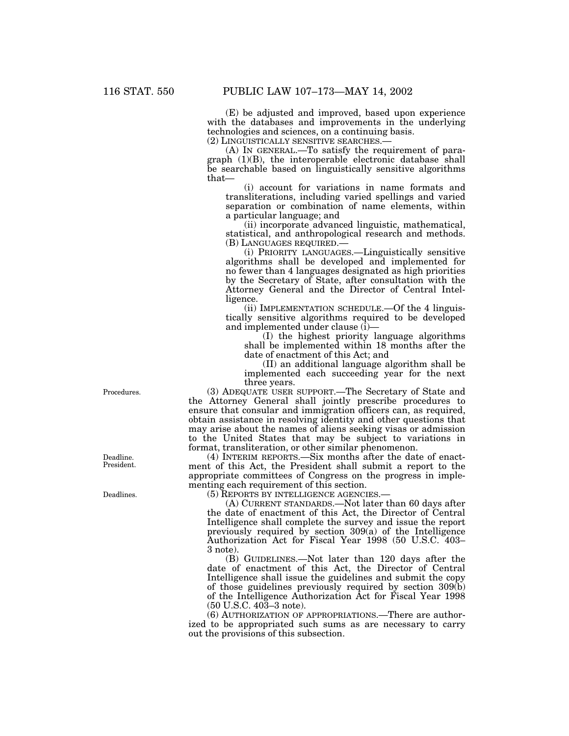(E) be adjusted and improved, based upon experience with the databases and improvements in the underlying technologies and sciences, on a continuing basis.

(2) LINGUISTICALLY SENSITIVE SEARCHES.—

(A) IN GENERAL.—To satisfy the requirement of paragraph (1)(B), the interoperable electronic database shall be searchable based on linguistically sensitive algorithms that—

(i) account for variations in name formats and transliterations, including varied spellings and varied separation or combination of name elements, within a particular language; and

(ii) incorporate advanced linguistic, mathematical, statistical, and anthropological research and methods.

(B) LANGUAGES REQUIRED.—

(i) PRIORITY LANGUAGES.—Linguistically sensitive algorithms shall be developed and implemented for no fewer than 4 languages designated as high priorities by the Secretary of State, after consultation with the Attorney General and the Director of Central Intelligence.

(ii) IMPLEMENTATION SCHEDULE.—Of the 4 linguistically sensitive algorithms required to be developed and implemented under clause (i)—

(I) the highest priority language algorithms shall be implemented within 18 months after the date of enactment of this Act; and

(II) an additional language algorithm shall be implemented each succeeding year for the next three years.

Procedures.

(3) ADEQUATE USER SUPPORT.—The Secretary of State and the Attorney General shall jointly prescribe procedures to ensure that consular and immigration officers can, as required, obtain assistance in resolving identity and other questions that may arise about the names of aliens seeking visas or admission to the United States that may be subject to variations in format, transliteration, or other similar phenomenon.

Deadline. President.

(4) INTERIM REPORTS.—Six months after the date of enactment of this Act, the President shall submit a report to the appropriate committees of Congress on the progress in implementing each requirement of this section.

Deadlines.

(5) REPORTS BY INTELLIGENCE AGENCIES.—

(A) CURRENT STANDARDS.—Not later than 60 days after the date of enactment of this Act, the Director of Central Intelligence shall complete the survey and issue the report previously required by section 309(a) of the Intelligence Authorization Act for Fiscal Year 1998 (50 U.S.C. 403–3 note).

(B) GUIDELINES.—Not later than 120 days after the date of enactment of this Act, the Director of Central Intelligence shall issue the guidelines and submit the copy of those guidelines previously required by section 309(b) of the Intelligence Authorization Act for Fiscal Year 1998 (50 U.S.C. 403–3 note).

(6) AUTHORIZATION OF APPROPRIATIONS.—There are authorized to be appropriated such sums as are necessary to carry out the provisions of this subsection.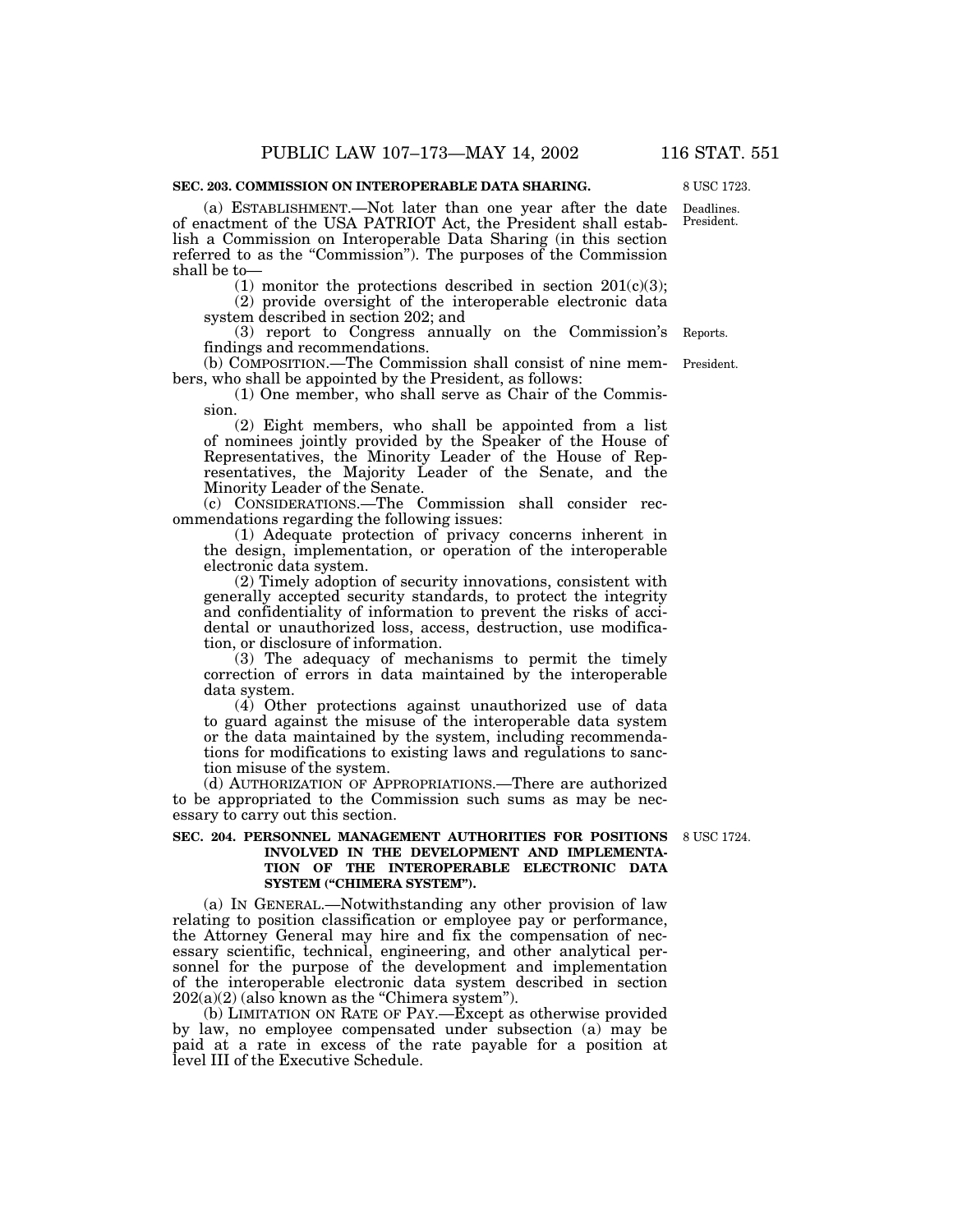**SEC. 203. COMMISSION ON INTEROPERABLE DATA SHARING.**

8 USC 1723.

Deadlines. President.

(a) ESTABLISHMENT.—Not later than one year after the date of enactment of the USA PATRIOT Act, the President shall establish a Commission on Interoperable Data Sharing (in this section referred to as the "Commission"). The purposes of the Commission shall be to—

(1) monitor the protections described in section 201(c)(3);

(2) provide oversight of the interoperable electronic data system described in section 202; and

(3) report to Congress annually on the Commission's findings and recommendations.

Reports.

(b) COMPOSITION.—The Commission shall consist of nine members, who shall be appointed by the President, as follows:

President.

(1) One member, who shall serve as Chair of the Commission.

(2) Eight members, who shall be appointed from a list of nominees jointly provided by the Speaker of the House of Representatives, the Minority Leader of the House of Representatives, the Majority Leader of the Senate, and the Minority Leader of the Senate.

(c) CONSIDERATIONS.—The Commission shall consider recommendations regarding the following issues:

(1) Adequate protection of privacy concerns inherent in the design, implementation, or operation of the interoperable electronic data system.

(2) Timely adoption of security innovations, consistent with generally accepted security standards, to protect the integrity and confidentiality of information to prevent the risks of accidental or unauthorized loss, access, destruction, use modification, or disclosure of information.

(3) The adequacy of mechanisms to permit the timely correction of errors in data maintained by the interoperable data system.

(4) Other protections against unauthorized use of data to guard against the misuse of the interoperable data system or the data maintained by the system, including recommendations for modifications to existing laws and regulations to sanction misuse of the system.

(d) AUTHORIZATION OF APPROPRIATIONS.—There are authorized to be appropriated to the Commission such sums as may be necessary to carry out this section.

**SEC. 204. PERSONNEL MANAGEMENT AUTHORITIES FOR POSITIONS INVOLVED IN THE DEVELOPMENT AND IMPLEMENTATION OF THE INTEROPERABLE ELECTRONIC DATA SYSTEM ("CHIMERA SYSTEM").**

8 USC 1724.

(a) IN GENERAL.—Notwithstanding any other provision of law relating to position classification or employee pay or performance, the Attorney General may hire and fix the compensation of necessary scientific, technical, engineering, and other analytical personnel for the purpose of the development and implementation of the interoperable electronic data system described in section 202(a)(2) (also known as the "Chimera system").

(b) LIMITATION ON RATE OF PAY.—Except as otherwise provided by law, no employee compensated under subsection (a) may be paid at a rate in excess of the rate payable for a position at level III of the Executive Schedule.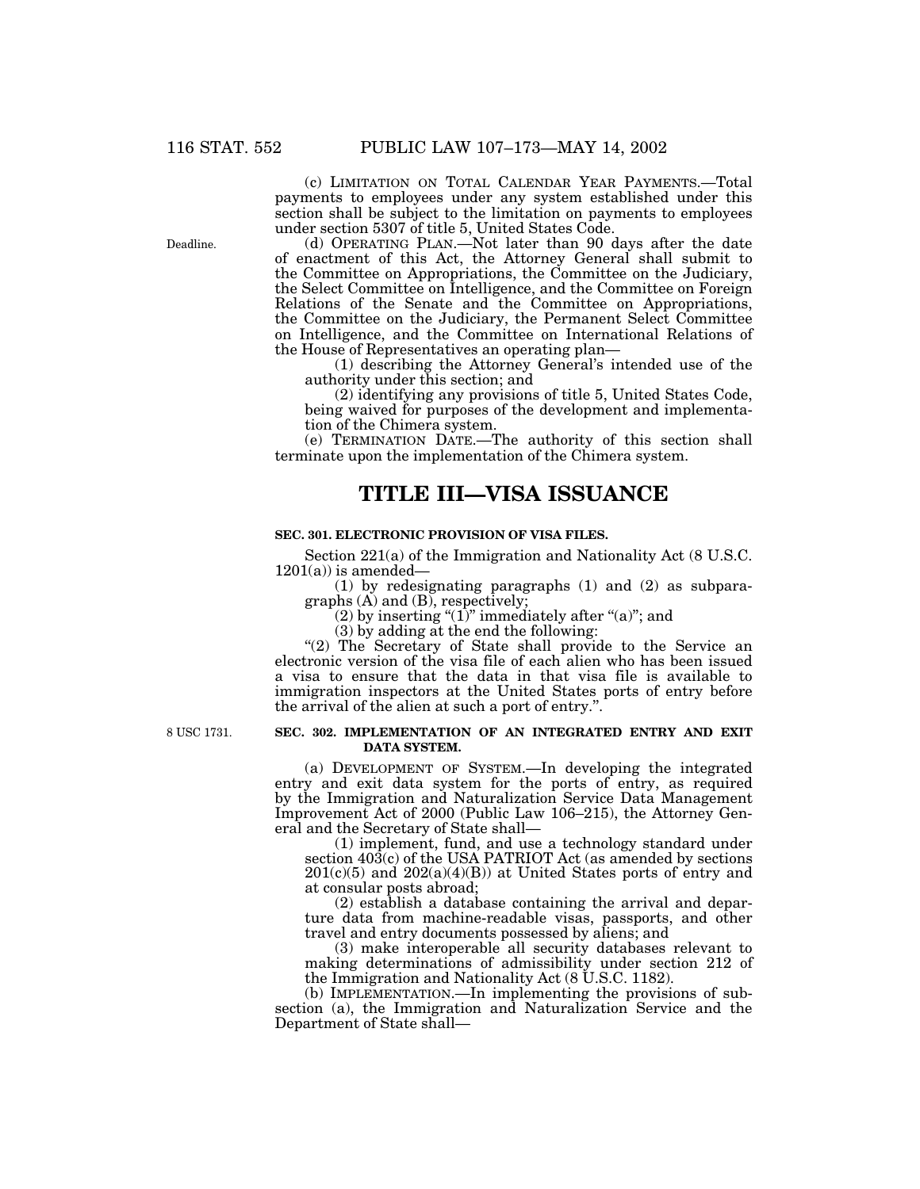(c) LIMITATION ON TOTAL CALENDAR YEAR PAYMENTS.—Total payments to employees under any system established under this section shall be subject to the limitation on payments to employees under section 5307 of title 5, United States Code.

Deadline.

(d) OPERATING PLAN.—Not later than 90 days after the date of enactment of this Act, the Attorney General shall submit to the Committee on Appropriations, the Committee on the Judiciary, the Select Committee on Intelligence, and the Committee on Foreign Relations of the Senate and the Committee on Appropriations, the Committee on the Judiciary, the Permanent Select Committee on Intelligence, and the Committee on International Relations of the House of Representatives an operating plan—

(1) describing the Attorney General's intended use of the authority under this section; and

(2) identifying any provisions of title 5, United States Code, being waived for purposes of the development and implementation of the Chimera system.

(e) TERMINATION DATE.—The authority of this section shall terminate upon the implementation of the Chimera system.

# TITLE III—VISA ISSUANCE

### SEC. 301. ELECTRONIC PROVISION OF VISA FILES.

Section 221(a) of the Immigration and Nationality Act (8 U.S.C. 1201(a)) is amended—

(1) by redesignating paragraphs (1) and (2) as subparagraphs (A) and (B), respectively;

(2) by inserting "(1)" immediately after "(a)"; and

(3) by adding at the end the following:

"(2) The Secretary of State shall provide to the Service an electronic version of the visa file of each alien who has been issued a visa to ensure that the data in that visa file is available to immigration inspectors at the United States ports of entry before the arrival of the alien at such a port of entry.".

8 USC 1731.

### SEC. 302. IMPLEMENTATION OF AN INTEGRATED ENTRY AND EXIT DATA SYSTEM.

(a) DEVELOPMENT OF SYSTEM.—In developing the integrated entry and exit data system for the ports of entry, as required by the Immigration and Naturalization Service Data Management Improvement Act of 2000 (Public Law 106–215), the Attorney General and the Secretary of State shall—

(1) implement, fund, and use a technology standard under section 403(c) of the USA PATRIOT Act (as amended by sections 201(c)(5) and 202(a)(4)(B)) at United States ports of entry and at consular posts abroad;

(2) establish a database containing the arrival and departure data from machine-readable visas, passports, and other travel and entry documents possessed by aliens; and

(3) make interoperable all security databases relevant to making determinations of admissibility under section 212 of the Immigration and Nationality Act (8 U.S.C. 1182).

(b) IMPLEMENTATION.—In implementing the provisions of subsection (a), the Immigration and Naturalization Service and the Department of State shall—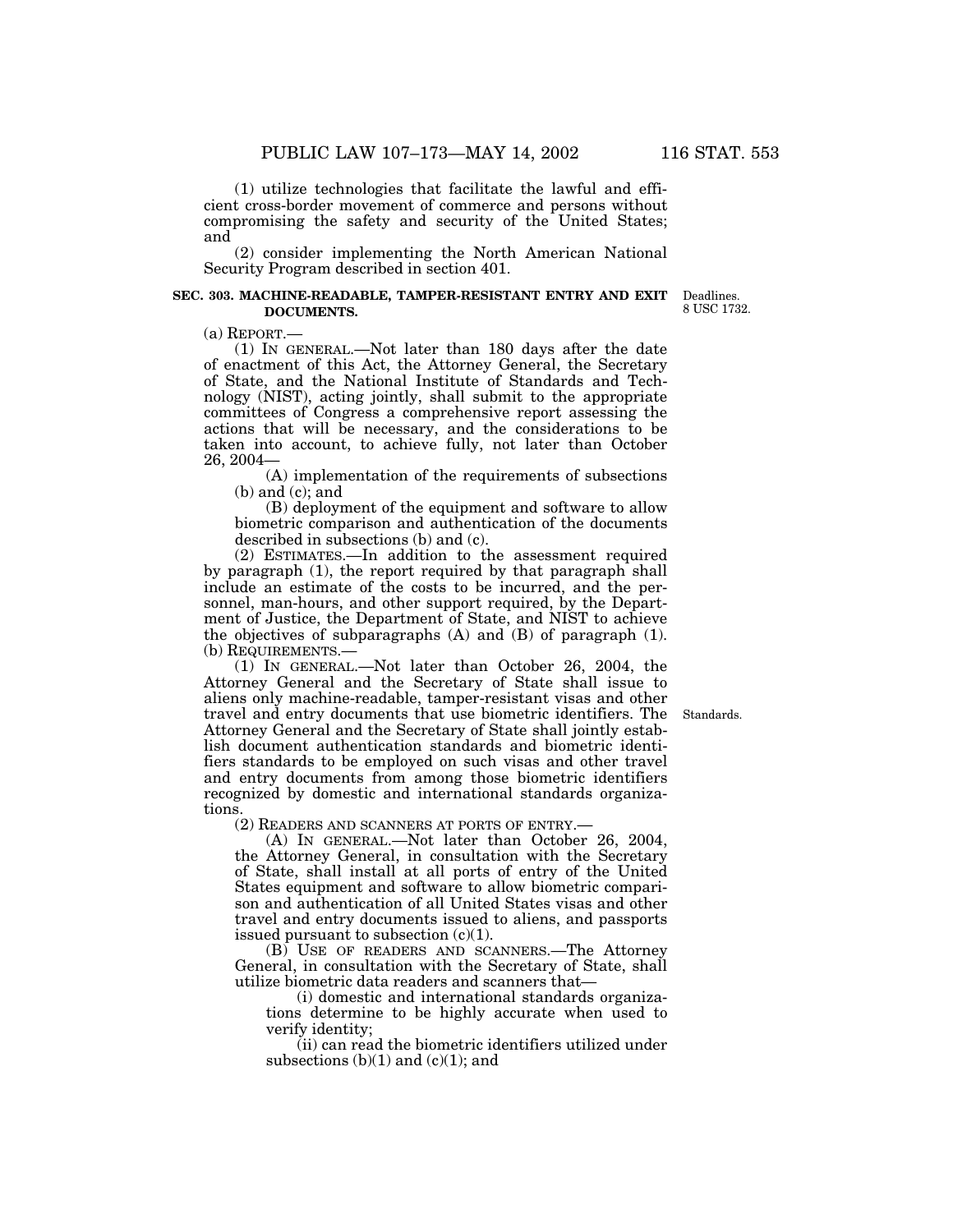(1) utilize technologies that facilitate the lawful and efficient cross-border movement of commerce and persons without compromising the safety and security of the United States; and

(2) consider implementing the North American National Security Program described in section 401.

### SEC. 303. MACHINE-READABLE, TAMPER-RESISTANT ENTRY AND EXIT DOCUMENTS.

Deadlines.
8 USC 1732.

(a) REPORT.—

(1) IN GENERAL.—Not later than 180 days after the date of enactment of this Act, the Attorney General, the Secretary of State, and the National Institute of Standards and Technology (NIST), acting jointly, shall submit to the appropriate committees of Congress a comprehensive report assessing the actions that will be necessary, and the considerations to be taken into account, to achieve fully, not later than October 26, 2004—

(A) implementation of the requirements of subsections (b) and (c); and

(B) deployment of the equipment and software to allow biometric comparison and authentication of the documents described in subsections (b) and (c).

(2) ESTIMATES.—In addition to the assessment required by paragraph (1), the report required by that paragraph shall include an estimate of the costs to be incurred, and the personnel, man-hours, and other support required, by the Department of Justice, the Department of State, and NIST to achieve the objectives of subparagraphs (A) and (B) of paragraph (1).

(b) REQUIREMENTS.—

(1) IN GENERAL.—Not later than October 26, 2004, the Attorney General and the Secretary of State shall issue to aliens only machine-readable, tamper-resistant visas and other travel and entry documents that use biometric identifiers. The Attorney General and the Secretary of State shall jointly establish document authentication standards and biometric identifiers standards to be employed on such visas and other travel and entry documents from among those biometric identifiers recognized by domestic and international standards organizations.

Standards.

(2) READERS AND SCANNERS AT PORTS OF ENTRY.—

(A) IN GENERAL.—Not later than October 26, 2004, the Attorney General, in consultation with the Secretary of State, shall install at all ports of entry of the United States equipment and software to allow biometric comparison and authentication of all United States visas and other travel and entry documents issued to aliens, and passports issued pursuant to subsection (c)(1).

(B) USE OF READERS AND SCANNERS.—The Attorney General, in consultation with the Secretary of State, shall utilize biometric data readers and scanners that—

(i) domestic and international standards organizations determine to be highly accurate when used to verify identity;

(ii) can read the biometric identifiers utilized under subsections (b)(1) and (c)(1); and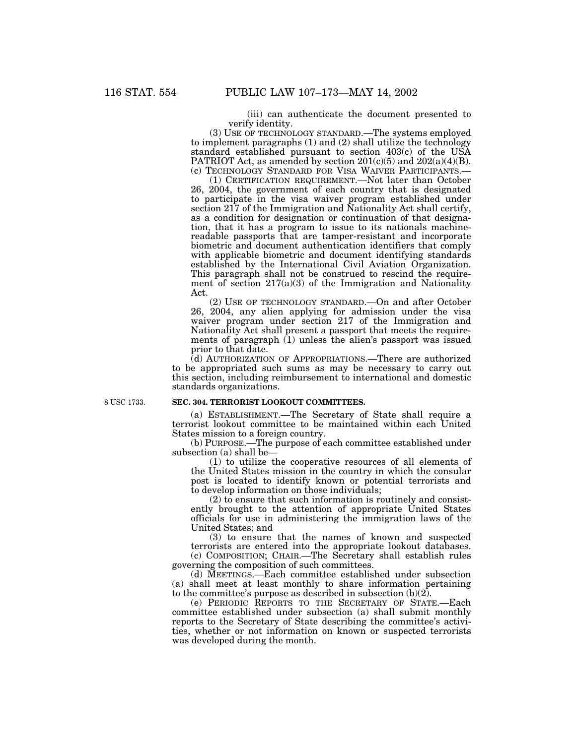(iii) can authenticate the document presented to verify identity.

(3) USE OF TECHNOLOGY STANDARD.—The systems employed to implement paragraphs (1) and (2) shall utilize the technology standard established pursuant to section 403(c) of the USA PATRIOT Act, as amended by section 201(c)(5) and 202(a)(4)(B).

(c) TECHNOLOGY STANDARD FOR VISA WAIVER PARTICIPANTS.—

(1) CERTIFICATION REQUIREMENT.—Not later than October 26, 2004, the government of each country that is designated to participate in the visa waiver program established under section 217 of the Immigration and Nationality Act shall certify, as a condition for designation or continuation of that designation, that it has a program to issue to its nationals machine-readable passports that are tamper-resistant and incorporate biometric and document authentication identifiers that comply with applicable biometric and document identifying standards established by the International Civil Aviation Organization. This paragraph shall not be construed to rescind the requirement of section 217(a)(3) of the Immigration and Nationality Act.

(2) USE OF TECHNOLOGY STANDARD.—On and after October 26, 2004, any alien applying for admission under the visa waiver program under section 217 of the Immigration and Nationality Act shall present a passport that meets the requirements of paragraph (1) unless the alien's passport was issued prior to that date.

(d) AUTHORIZATION OF APPROPRIATIONS.—There are authorized to be appropriated such sums as may be necessary to carry out this section, including reimbursement to international and domestic standards organizations.

8 USC 1733.

**SEC. 304. TERRORIST LOOKOUT COMMITTEES.**

(a) ESTABLISHMENT.—The Secretary of State shall require a terrorist lookout committee to be maintained within each United States mission to a foreign country.

(b) PURPOSE.—The purpose of each committee established under subsection (a) shall be—

(1) to utilize the cooperative resources of all elements of the United States mission in the country in which the consular post is located to identify known or potential terrorists and to develop information on those individuals;

(2) to ensure that such information is routinely and consistently brought to the attention of appropriate United States officials for use in administering the immigration laws of the United States; and

(3) to ensure that the names of known and suspected terrorists are entered into the appropriate lookout databases.

(c) COMPOSITION; CHAIR.—The Secretary shall establish rules governing the composition of such committees.

(d) MEETINGS.—Each committee established under subsection (a) shall meet at least monthly to share information pertaining to the committee's purpose as described in subsection (b)(2).

(e) PERIODIC REPORTS TO THE SECRETARY OF STATE.—Each committee established under subsection (a) shall submit monthly reports to the Secretary of State describing the committee's activities, whether or not information on known or suspected terrorists was developed during the month.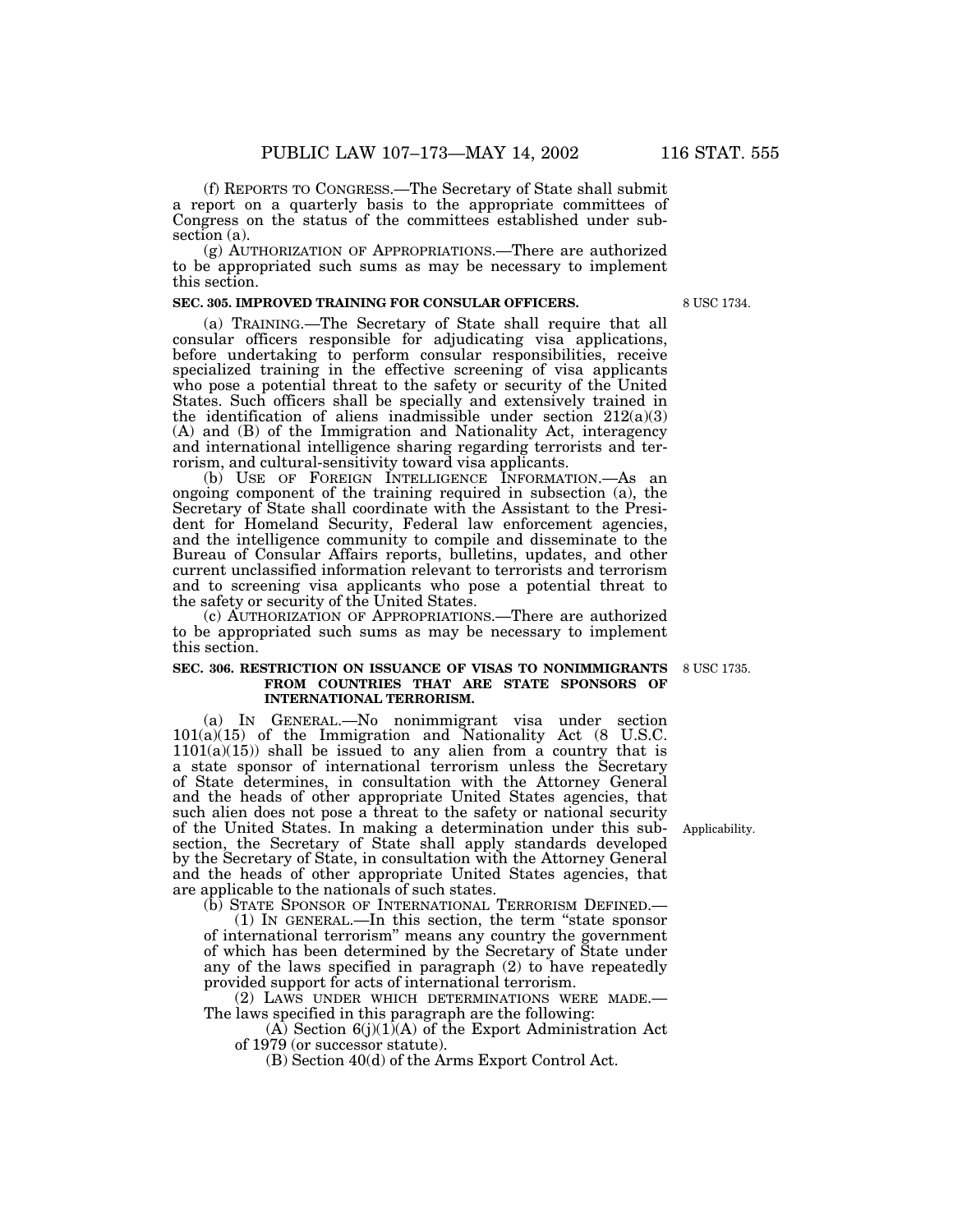(f) REPORTS TO CONGRESS.—The Secretary of State shall submit a report on a quarterly basis to the appropriate committees of Congress on the status of the committees established under subsection (a).

(g) AUTHORIZATION OF APPROPRIATIONS.—There are authorized to be appropriated such sums as may be necessary to implement this section.

### SEC. 305. IMPROVED TRAINING FOR CONSULAR OFFICERS.

8 USC 1734.

(a) TRAINING.—The Secretary of State shall require that all consular officers responsible for adjudicating visa applications, before undertaking to perform consular responsibilities, receive specialized training in the effective screening of visa applicants who pose a potential threat to the safety or security of the United States. Such officers shall be specially and extensively trained in the identification of aliens inadmissible under section 212(a)(3) (A) and (B) of the Immigration and Nationality Act, interagency and international intelligence sharing regarding terrorists and terrorism, and cultural-sensitivity toward visa applicants.

(b) USE OF FOREIGN INTELLIGENCE INFORMATION.—As an ongoing component of the training required in subsection (a), the Secretary of State shall coordinate with the Assistant to the President for Homeland Security, Federal law enforcement agencies, and the intelligence community to compile and disseminate to the Bureau of Consular Affairs reports, bulletins, updates, and other current unclassified information relevant to terrorists and terrorism and to screening visa applicants who pose a potential threat to the safety or security of the United States.

(c) AUTHORIZATION OF APPROPRIATIONS.—There are authorized to be appropriated such sums as may be necessary to implement this section.

### SEC. 306. RESTRICTION ON ISSUANCE OF VISAS TO NONIMMIGRANTS FROM COUNTRIES THAT ARE STATE SPONSORS OF INTERNATIONAL TERRORISM.

8 USC 1735.

(a) IN GENERAL.—No nonimmigrant visa under section 101(a)(15) of the Immigration and Nationality Act (8 U.S.C. 1101(a)(15)) shall be issued to any alien from a country that is a state sponsor of international terrorism unless the Secretary of State determines, in consultation with the Attorney General and the heads of other appropriate United States agencies, that such alien does not pose a threat to the safety or national security of the United States. In making a determination under this subsection, the Secretary of State shall apply standards developed by the Secretary of State, in consultation with the Attorney General and the heads of other appropriate United States agencies, that are applicable to the nationals of such states.

Applicability.

(b) STATE SPONSOR OF INTERNATIONAL TERRORISM DEFINED.—

(1) IN GENERAL.—In this section, the term "state sponsor of international terrorism" means any country the government of which has been determined by the Secretary of State under any of the laws specified in paragraph (2) to have repeatedly provided support for acts of international terrorism.

(2) LAWS UNDER WHICH DETERMINATIONS WERE MADE.—The laws specified in this paragraph are the following:

(A) Section 6(j)(1)(A) of the Export Administration Act of 1979 (or successor statute).

(B) Section 40(d) of the Arms Export Control Act.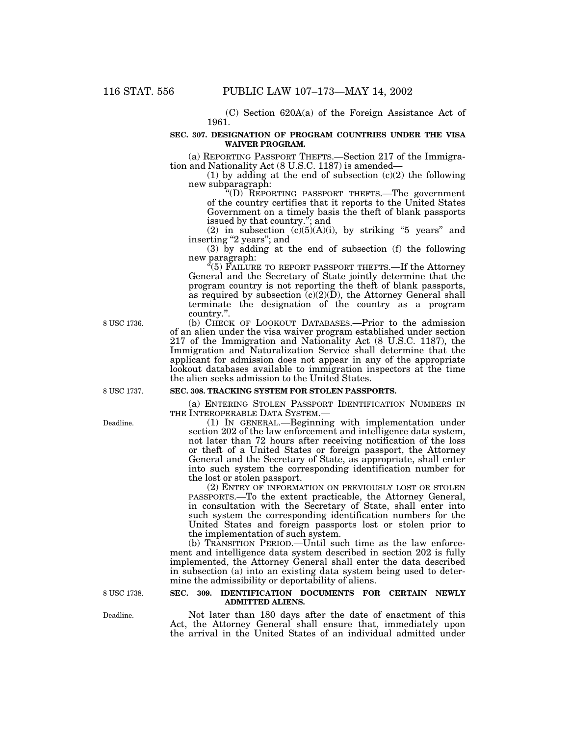(C) Section 620A(a) of the Foreign Assistance Act of 1961.

**SEC. 307. DESIGNATION OF PROGRAM COUNTRIES UNDER THE VISA WAIVER PROGRAM.**

(a) REPORTING PASSPORT THEFTS.—Section 217 of the Immigration and Nationality Act (8 U.S.C. 1187) is amended—

(1) by adding at the end of subsection (c)(2) the following new subparagraph:

"(D) REPORTING PASSPORT THEFTS.—The government of the country certifies that it reports to the United States Government on a timely basis the theft of blank passports issued by that country."; and

(2) in subsection (c)(5)(A)(i), by striking "5 years" and inserting "2 years"; and

(3) by adding at the end of subsection (f) the following new paragraph:

"(5) FAILURE TO REPORT PASSPORT THEFTS.—If the Attorney General and the Secretary of State jointly determine that the program country is not reporting the theft of blank passports, as required by subsection (c)(2)(D), the Attorney General shall terminate the designation of the country as a program country.".

8 USC 1736.

(b) CHECK OF LOOKOUT DATABASES.—Prior to the admission of an alien under the visa waiver program established under section 217 of the Immigration and Nationality Act (8 U.S.C. 1187), the Immigration and Naturalization Service shall determine that the applicant for admission does not appear in any of the appropriate lookout databases available to immigration inspectors at the time the alien seeks admission to the United States.

8 USC 1737.

**SEC. 308. TRACKING SYSTEM FOR STOLEN PASSPORTS.**

(a) ENTERING STOLEN PASSPORT IDENTIFICATION NUMBERS IN THE INTEROPERABLE DATA SYSTEM.—

Deadline.

(1) IN GENERAL.—Beginning with implementation under section 202 of the law enforcement and intelligence data system, not later than 72 hours after receiving notification of the loss or theft of a United States or foreign passport, the Attorney General and the Secretary of State, as appropriate, shall enter into such system the corresponding identification number for the lost or stolen passport.

(2) ENTRY OF INFORMATION ON PREVIOUSLY LOST OR STOLEN PASSPORTS.—To the extent practicable, the Attorney General, in consultation with the Secretary of State, shall enter into such system the corresponding identification numbers for the United States and foreign passports lost or stolen prior to the implementation of such system.

(b) TRANSITION PERIOD.—Until such time as the law enforcement and intelligence data system described in section 202 is fully implemented, the Attorney General shall enter the data described in subsection (a) into an existing data system being used to determine the admissibility or deportability of aliens.

8 USC 1738.

**SEC. 309. IDENTIFICATION DOCUMENTS FOR CERTAIN NEWLY ADMITTED ALIENS.**

Deadline.

Not later than 180 days after the date of enactment of this Act, the Attorney General shall ensure that, immediately upon the arrival in the United States of an individual admitted under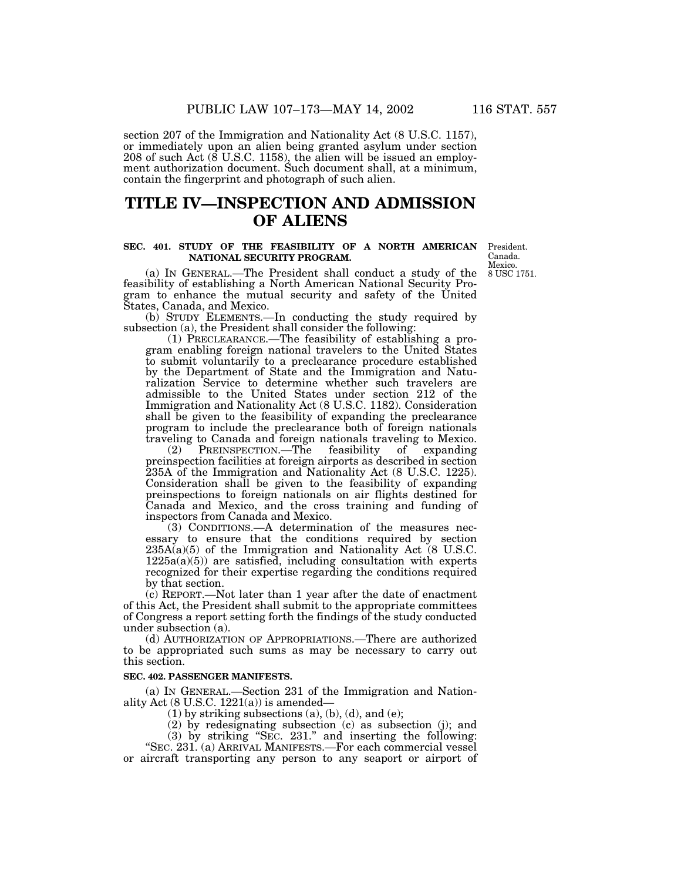section 207 of the Immigration and Nationality Act (8 U.S.C. 1157), or immediately upon an alien being granted asylum under section 208 of such Act (8 U.S.C. 1158), the alien will be issued an employment authorization document. Such document shall, at a minimum, contain the fingerprint and photograph of such alien.

# TITLE IV—INSPECTION AND ADMISSION OF ALIENS

### SEC. 401. STUDY OF THE FEASIBILITY OF A NORTH AMERICAN NATIONAL SECURITY PROGRAM.

President.
Canada.
Mexico.
8 USC 1751.

(a) IN GENERAL.—The President shall conduct a study of the feasibility of establishing a North American National Security Program to enhance the mutual security and safety of the United States, Canada, and Mexico.

(b) STUDY ELEMENTS.—In conducting the study required by subsection (a), the President shall consider the following:

(1) PRECLEARANCE.—The feasibility of establishing a program enabling foreign national travelers to the United States to submit voluntarily to a preclearance procedure established by the Department of State and the Immigration and Naturalization Service to determine whether such travelers are admissible to the United States under section 212 of the Immigration and Nationality Act (8 U.S.C. 1182). Consideration shall be given to the feasibility of expanding the preclearance program to include the preclearance both of foreign nationals traveling to Canada and foreign nationals traveling to Mexico.

(2) PREINSPECTION.—The feasibility of expanding preinspection facilities at foreign airports as described in section 235A of the Immigration and Nationality Act (8 U.S.C. 1225). Consideration shall be given to the feasibility of expanding preinspections to foreign nationals on air flights destined for Canada and Mexico, and the cross training and funding of inspectors from Canada and Mexico.

(3) CONDITIONS.—A determination of the measures necessary to ensure that the conditions required by section 235A(a)(5) of the Immigration and Nationality Act (8 U.S.C. 1225a(a)(5)) are satisfied, including consultation with experts recognized for their expertise regarding the conditions required by that section.

(c) REPORT.—Not later than 1 year after the date of enactment of this Act, the President shall submit to the appropriate committees of Congress a report setting forth the findings of the study conducted under subsection (a).

(d) AUTHORIZATION OF APPROPRIATIONS.—There are authorized to be appropriated such sums as may be necessary to carry out this section.

### SEC. 402. PASSENGER MANIFESTS.

(a) IN GENERAL.—Section 231 of the Immigration and Nationality Act (8 U.S.C. 1221(a)) is amended—

(1) by striking subsections (a), (b), (d), and (e);

(2) by redesignating subsection (c) as subsection (j); and

(3) by striking "SEC. 231." and inserting the following:

"SEC. 231. (a) ARRIVAL MANIFESTS.—For each commercial vessel or aircraft transporting any person to any seaport or airport of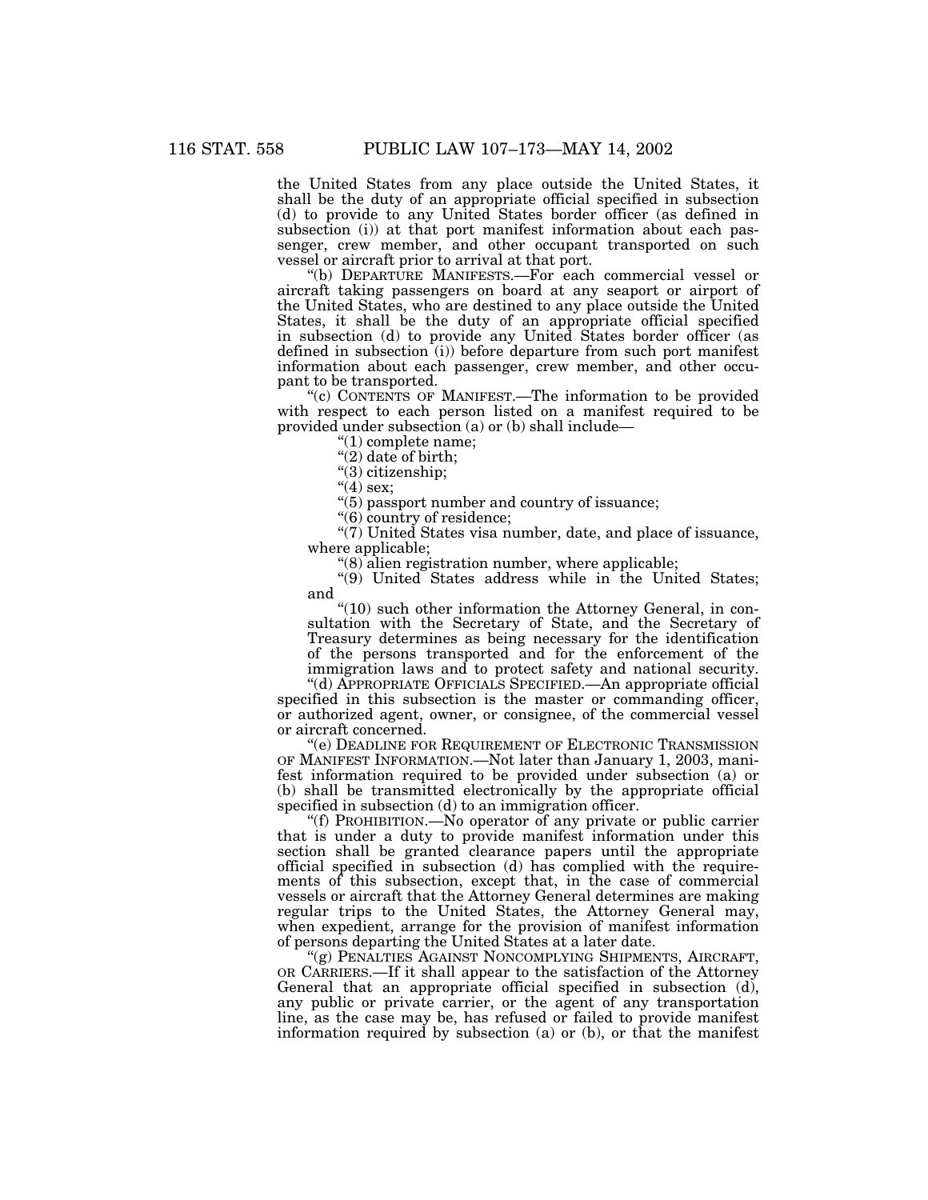the United States from any place outside the United States, it shall be the duty of an appropriate official specified in subsection (d) to provide to any United States border officer (as defined in subsection (i)) at that port manifest information about each passenger, crew member, and other occupant transported on such vessel or aircraft prior to arrival at that port.

"(b) DEPARTURE MANIFESTS.—For each commercial vessel or aircraft taking passengers on board at any seaport or airport of the United States, who are destined to any place outside the United States, it shall be the duty of an appropriate official specified in subsection (d) to provide any United States border officer (as defined in subsection (i)) before departure from such port manifest information about each passenger, crew member, and other occupant to be transported.

"(c) CONTENTS OF MANIFEST.—The information to be provided with respect to each person listed on a manifest required to be provided under subsection (a) or (b) shall include—

"(1) complete name;

"(2) date of birth;

"(3) citizenship;

"(4) sex;

"(5) passport number and country of issuance;

"(6) country of residence;

"(7) United States visa number, date, and place of issuance, where applicable;

"(8) alien registration number, where applicable;

"(9) United States address while in the United States; and

"(10) such other information the Attorney General, in consultation with the Secretary of State, and the Secretary of Treasury determines as being necessary for the identification of the persons transported and for the enforcement of the immigration laws and to protect safety and national security.

"(d) APPROPRIATE OFFICIALS SPECIFIED.—An appropriate official specified in this subsection is the master or commanding officer, or authorized agent, owner, or consignee, of the commercial vessel or aircraft concerned.

"(e) DEADLINE FOR REQUIREMENT OF ELECTRONIC TRANSMISSION OF MANIFEST INFORMATION.—Not later than January 1, 2003, manifest information required to be provided under subsection (a) or (b) shall be transmitted electronically by the appropriate official specified in subsection (d) to an immigration officer.

"(f) PROHIBITION.—No operator of any private or public carrier that is under a duty to provide manifest information under this section shall be granted clearance papers until the appropriate official specified in subsection (d) has complied with the requirements of this subsection, except that, in the case of commercial vessels or aircraft that the Attorney General determines are making regular trips to the United States, the Attorney General may, when expedient, arrange for the provision of manifest information of persons departing the United States at a later date.

"(g) PENALTIES AGAINST NONCOMPLYING SHIPMENTS, AIRCRAFT, OR CARRIERS.—If it shall appear to the satisfaction of the Attorney General that an appropriate official specified in subsection (d), any public or private carrier, or the agent of any transportation line, as the case may be, has refused or failed to provide manifest information required by subsection (a) or (b), or that the manifest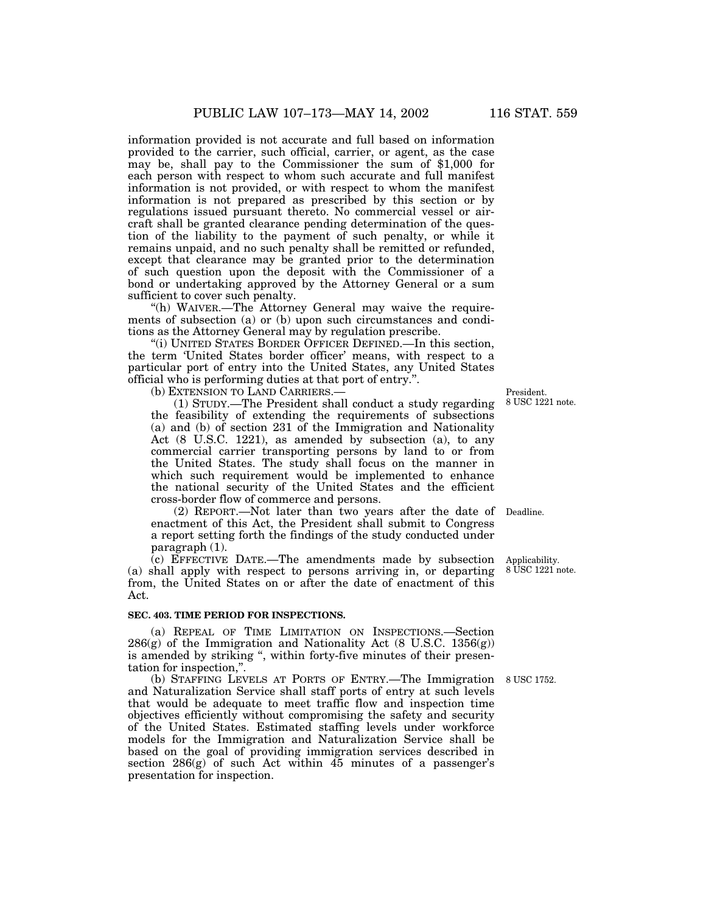information provided is not accurate and full based on information provided to the carrier, such official, carrier, or agent, as the case may be, shall pay to the Commissioner the sum of $1,000 for each person with respect to whom such accurate and full manifest information is not provided, or with respect to whom the manifest information is not prepared as prescribed by this section or by regulations issued pursuant thereto. No commercial vessel or aircraft shall be granted clearance pending determination of the question of the liability to the payment of such penalty, or while it remains unpaid, and no such penalty shall be remitted or refunded, except that clearance may be granted prior to the determination of such question upon the deposit with the Commissioner of a bond or undertaking approved by the Attorney General or a sum sufficient to cover such penalty.

"(h) WAIVER.—The Attorney General may waive the requirements of subsection (a) or (b) upon such circumstances and conditions as the Attorney General may by regulation prescribe.

"(i) UNITED STATES BORDER OFFICER DEFINED.—In this section, the term 'United States border officer' means, with respect to a particular port of entry into the United States, any United States official who is performing duties at that port of entry.".

(b) EXTENSION TO LAND CARRIERS.—

President.
8 USC 1221 note.

(1) STUDY.—The President shall conduct a study regarding the feasibility of extending the requirements of subsections (a) and (b) of section 231 of the Immigration and Nationality Act (8 U.S.C. 1221), as amended by subsection (a), to any commercial carrier transporting persons by land to or from the United States. The study shall focus on the manner in which such requirement would be implemented to enhance the national security of the United States and the efficient cross-border flow of commerce and persons.

Deadline.

(2) REPORT.—Not later than two years after the date of enactment of this Act, the President shall submit to Congress a report setting forth the findings of the study conducted under paragraph (1).

Applicability.
8 USC 1221 note.

(c) EFFECTIVE DATE.—The amendments made by subsection (a) shall apply with respect to persons arriving in, or departing from, the United States on or after the date of enactment of this Act.

**SEC. 403. TIME PERIOD FOR INSPECTIONS.**

(a) REPEAL OF TIME LIMITATION ON INSPECTIONS.—Section 286(g) of the Immigration and Nationality Act (8 U.S.C. 1356(g)) is amended by striking ", within forty-five minutes of their presentation for inspection,".

8 USC 1752.

(b) STAFFING LEVELS AT PORTS OF ENTRY.—The Immigration and Naturalization Service shall staff ports of entry at such levels that would be adequate to meet traffic flow and inspection time objectives efficiently without compromising the safety and security of the United States. Estimated staffing levels under workforce models for the Immigration and Naturalization Service shall be based on the goal of providing immigration services described in section 286(g) of such Act within 45 minutes of a passenger's presentation for inspection.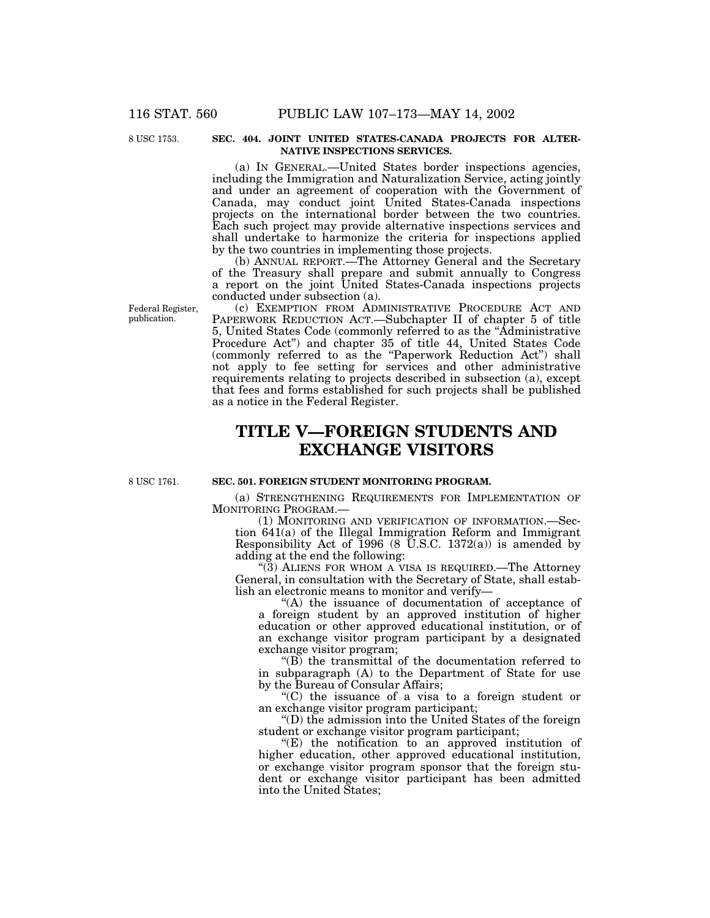8 USC 1753.

**SEC. 404. JOINT UNITED STATES-CANADA PROJECTS FOR ALTERNATIVE INSPECTIONS SERVICES.**

(a) IN GENERAL.—United States border inspections agencies, including the Immigration and Naturalization Service, acting jointly and under an agreement of cooperation with the Government of Canada, may conduct joint United States-Canada inspections projects on the international border between the two countries. Each such project may provide alternative inspections services and shall undertake to harmonize the criteria for inspections applied by the two countries in implementing those projects.

(b) ANNUAL REPORT.—The Attorney General and the Secretary of the Treasury shall prepare and submit annually to Congress a report on the joint United States-Canada inspections projects conducted under subsection (a).

Federal Register, publication.

(c) EXEMPTION FROM ADMINISTRATIVE PROCEDURE ACT AND PAPERWORK REDUCTION ACT.—Subchapter II of chapter 5 of title 5, United States Code (commonly referred to as the "Administrative Procedure Act") and chapter 35 of title 44, United States Code (commonly referred to as the "Paperwork Reduction Act") shall not apply to fee setting for services and other administrative requirements relating to projects described in subsection (a), except that fees and forms established for such projects shall be published as a notice in the Federal Register.

# TITLE V—FOREIGN STUDENTS AND EXCHANGE VISITORS

8 USC 1761.

**SEC. 501. FOREIGN STUDENT MONITORING PROGRAM.**

(a) STRENGTHENING REQUIREMENTS FOR IMPLEMENTATION OF MONITORING PROGRAM.—

(1) MONITORING AND VERIFICATION OF INFORMATION.—Section 641(a) of the Illegal Immigration Reform and Immigrant Responsibility Act of 1996 (8 U.S.C. 1372(a)) is amended by adding at the end the following:

"(3) ALIENS FOR WHOM A VISA IS REQUIRED.—The Attorney General, in consultation with the Secretary of State, shall establish an electronic means to monitor and verify—

"(A) the issuance of documentation of acceptance of a foreign student by an approved institution of higher education or other approved educational institution, or of an exchange visitor program participant by a designated exchange visitor program;

"(B) the transmittal of the documentation referred to in subparagraph (A) to the Department of State for use by the Bureau of Consular Affairs;

"(C) the issuance of a visa to a foreign student or an exchange visitor program participant;

"(D) the admission into the United States of the foreign student or exchange visitor program participant;

"(E) the notification to an approved institution of higher education, other approved educational institution, or exchange visitor program sponsor that the foreign student or exchange visitor participant has been admitted into the United States;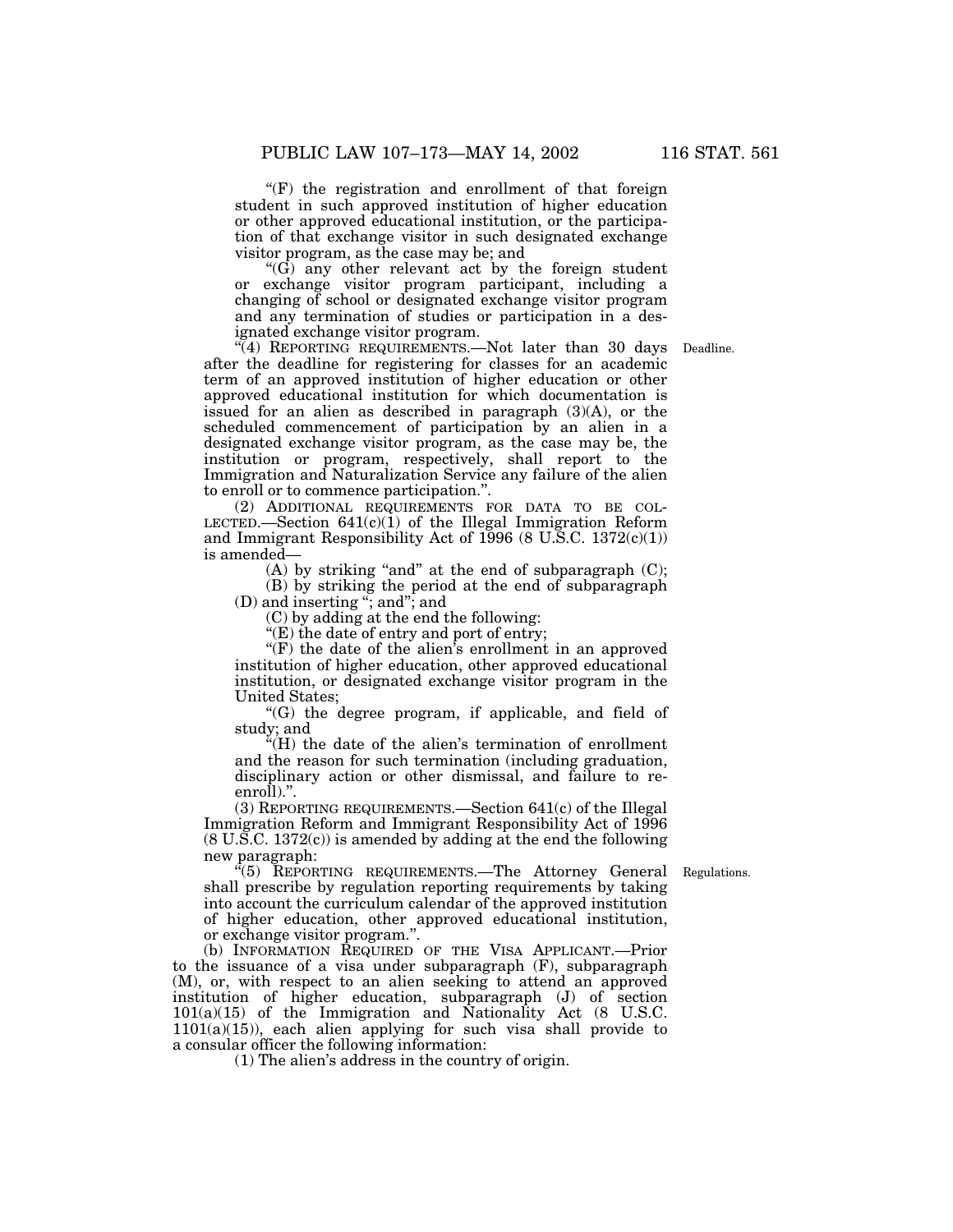"(F) the registration and enrollment of that foreign student in such approved institution of higher education or other approved educational institution, or the participation of that exchange visitor in such designated exchange visitor program, as the case may be; and

"(G) any other relevant act by the foreign student or exchange visitor program participant, including a changing of school or designated exchange visitor program and any termination of studies or participation in a designated exchange visitor program.

"(4) REPORTING REQUIREMENTS.—Not later than 30 days after the deadline for registering for classes for an academic term of an approved institution of higher education or other approved educational institution for which documentation is issued for an alien as described in paragraph (3)(A), or the scheduled commencement of participation by an alien in a designated exchange visitor program, as the case may be, the institution or program, respectively, shall report to the Immigration and Naturalization Service any failure of the alien to enroll or to commence participation.".

Deadline.

(2) ADDITIONAL REQUIREMENTS FOR DATA TO BE COLLECTED.—Section 641(c)(1) of the Illegal Immigration Reform and Immigrant Responsibility Act of 1996 (8 U.S.C. 1372(c)(1)) is amended—

(A) by striking "and" at the end of subparagraph (C);

(B) by striking the period at the end of subparagraph (D) and inserting "; and"; and

(C) by adding at the end the following:

"(E) the date of entry and port of entry;

"(F) the date of the alien's enrollment in an approved institution of higher education, other approved educational institution, or designated exchange visitor program in the United States;

"(G) the degree program, if applicable, and field of study; and

"(H) the date of the alien's termination of enrollment and the reason for such termination (including graduation, disciplinary action or other dismissal, and failure to re-enroll).".

(3) REPORTING REQUIREMENTS.—Section 641(c) of the Illegal Immigration Reform and Immigrant Responsibility Act of 1996 (8 U.S.C. 1372(c)) is amended by adding at the end the following new paragraph:

"(5) REPORTING REQUIREMENTS.—The Attorney General shall prescribe by regulation reporting requirements by taking into account the curriculum calendar of the approved institution of higher education, other approved educational institution, or exchange visitor program.".

Regulations.

(b) INFORMATION REQUIRED OF THE VISA APPLICANT.—Prior to the issuance of a visa under subparagraph (F), subparagraph (M), or, with respect to an alien seeking to attend an approved institution of higher education, subparagraph (J) of section 101(a)(15) of the Immigration and Nationality Act (8 U.S.C. 1101(a)(15)), each alien applying for such visa shall provide to a consular officer the following information:

(1) The alien's address in the country of origin.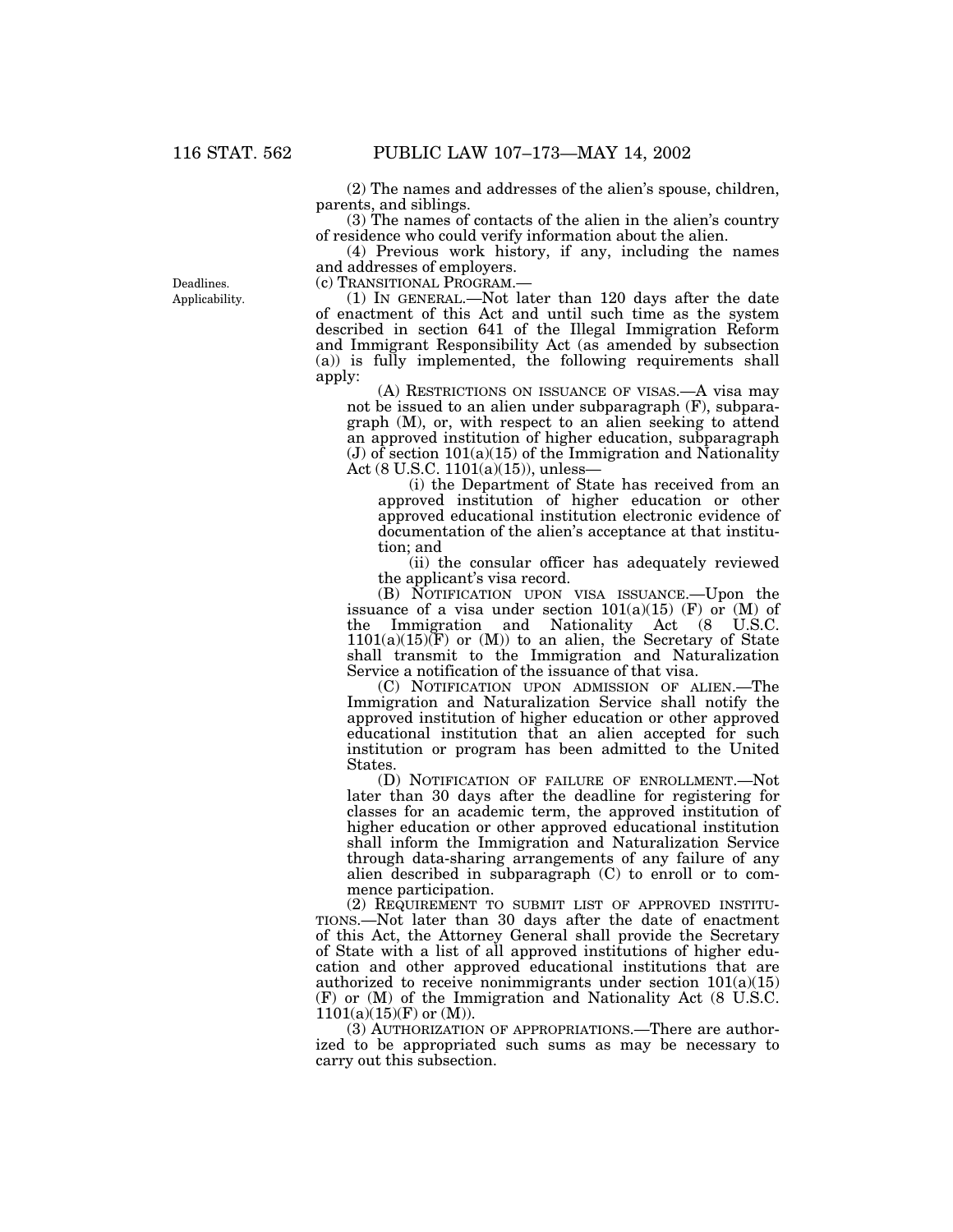(2) The names and addresses of the alien's spouse, children, parents, and siblings.

(3) The names of contacts of the alien in the alien's country of residence who could verify information about the alien.

(4) Previous work history, if any, including the names and addresses of employers.

Deadlines.
Applicability.

(c) TRANSITIONAL PROGRAM.—

(1) IN GENERAL.—Not later than 120 days after the date of enactment of this Act and until such time as the system described in section 641 of the Illegal Immigration Reform and Immigrant Responsibility Act (as amended by subsection (a)) is fully implemented, the following requirements shall apply:

(A) RESTRICTIONS ON ISSUANCE OF VISAS.—A visa may not be issued to an alien under subparagraph (F), subparagraph (M), or, with respect to an alien seeking to attend an approved institution of higher education, subparagraph (J) of section 101(a)(15) of the Immigration and Nationality Act (8 U.S.C. 1101(a)(15)), unless—

(i) the Department of State has received from an approved institution of higher education or other approved educational institution electronic evidence of documentation of the alien's acceptance at that institution; and

(ii) the consular officer has adequately reviewed the applicant's visa record.

(B) NOTIFICATION UPON VISA ISSUANCE.—Upon the issuance of a visa under section 101(a)(15) (F) or (M) of the Immigration and Nationality Act (8 U.S.C. 1101(a)(15)(F) or (M)) to an alien, the Secretary of State shall transmit to the Immigration and Naturalization Service a notification of the issuance of that visa.

(C) NOTIFICATION UPON ADMISSION OF ALIEN.—The Immigration and Naturalization Service shall notify the approved institution of higher education or other approved educational institution that an alien accepted for such institution or program has been admitted to the United States.

(D) NOTIFICATION OF FAILURE OF ENROLLMENT.—Not later than 30 days after the deadline for registering for classes for an academic term, the approved institution of higher education or other approved educational institution shall inform the Immigration and Naturalization Service through data-sharing arrangements of any failure of any alien described in subparagraph (C) to enroll or to commence participation.

(2) REQUIREMENT TO SUBMIT LIST OF APPROVED INSTITUTIONS.—Not later than 30 days after the date of enactment of this Act, the Attorney General shall provide the Secretary of State with a list of all approved institutions of higher education and other approved educational institutions that are authorized to receive nonimmigrants under section 101(a)(15) (F) or (M) of the Immigration and Nationality Act (8 U.S.C. 1101(a)(15)(F) or (M)).

(3) AUTHORIZATION OF APPROPRIATIONS.—There are authorized to be appropriated such sums as may be necessary to carry out this subsection.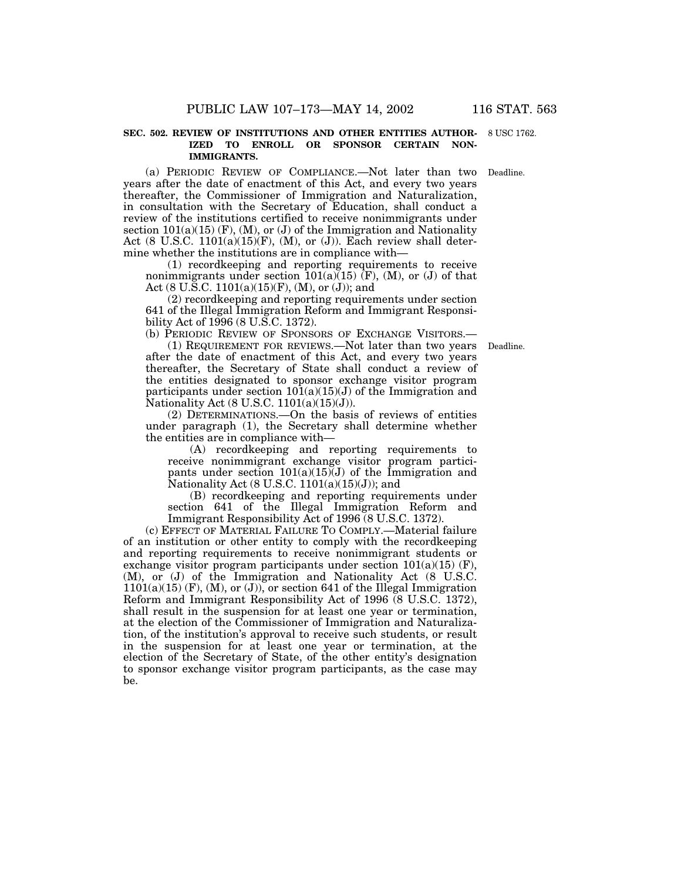**SEC. 502. REVIEW OF INSTITUTIONS AND OTHER ENTITIES AUTHORIZED TO ENROLL OR SPONSOR CERTAIN NONIMMIGRANTS.**

8 USC 1762.

(a) PERIODIC REVIEW OF COMPLIANCE.—Not later than two years after the date of enactment of this Act, and every two years thereafter, the Commissioner of Immigration and Naturalization, in consultation with the Secretary of Education, shall conduct a review of the institutions certified to receive nonimmigrants under section 101(a)(15) (F), (M), or (J) of the Immigration and Nationality Act (8 U.S.C. 1101(a)(15)(F), (M), or (J)). Each review shall determine whether the institutions are in compliance with—

Deadline.

(1) recordkeeping and reporting requirements to receive nonimmigrants under section 101(a)(15) (F), (M), or (J) of that Act (8 U.S.C. 1101(a)(15)(F), (M), or (J)); and

(2) recordkeeping and reporting requirements under section 641 of the Illegal Immigration Reform and Immigrant Responsibility Act of 1996 (8 U.S.C. 1372).

(b) PERIODIC REVIEW OF SPONSORS OF EXCHANGE VISITORS.—

(1) REQUIREMENT FOR REVIEWS.—Not later than two years after the date of enactment of this Act, and every two years thereafter, the Secretary of State shall conduct a review of the entities designated to sponsor exchange visitor program participants under section 101(a)(15)(J) of the Immigration and Nationality Act (8 U.S.C. 1101(a)(15)(J)).

Deadline.

(2) DETERMINATIONS.—On the basis of reviews of entities under paragraph (1), the Secretary shall determine whether the entities are in compliance with—

(A) recordkeeping and reporting requirements to receive nonimmigrant exchange visitor program participants under section 101(a)(15)(J) of the Immigration and Nationality Act (8 U.S.C. 1101(a)(15)(J)); and

(B) recordkeeping and reporting requirements under section 641 of the Illegal Immigration Reform and Immigrant Responsibility Act of 1996 (8 U.S.C. 1372).

(c) EFFECT OF MATERIAL FAILURE TO COMPLY.—Material failure of an institution or other entity to comply with the recordkeeping and reporting requirements to receive nonimmigrant students or exchange visitor program participants under section 101(a)(15) (F), (M), or (J) of the Immigration and Nationality Act (8 U.S.C. 1101(a)(15) (F), (M), or (J)), or section 641 of the Illegal Immigration Reform and Immigrant Responsibility Act of 1996 (8 U.S.C. 1372), shall result in the suspension for at least one year or termination, at the election of the Commissioner of Immigration and Naturalization, of the institution's approval to receive such students, or result in the suspension for at least one year or termination, at the election of the Secretary of State, of the other entity's designation to sponsor exchange visitor program participants, as the case may be.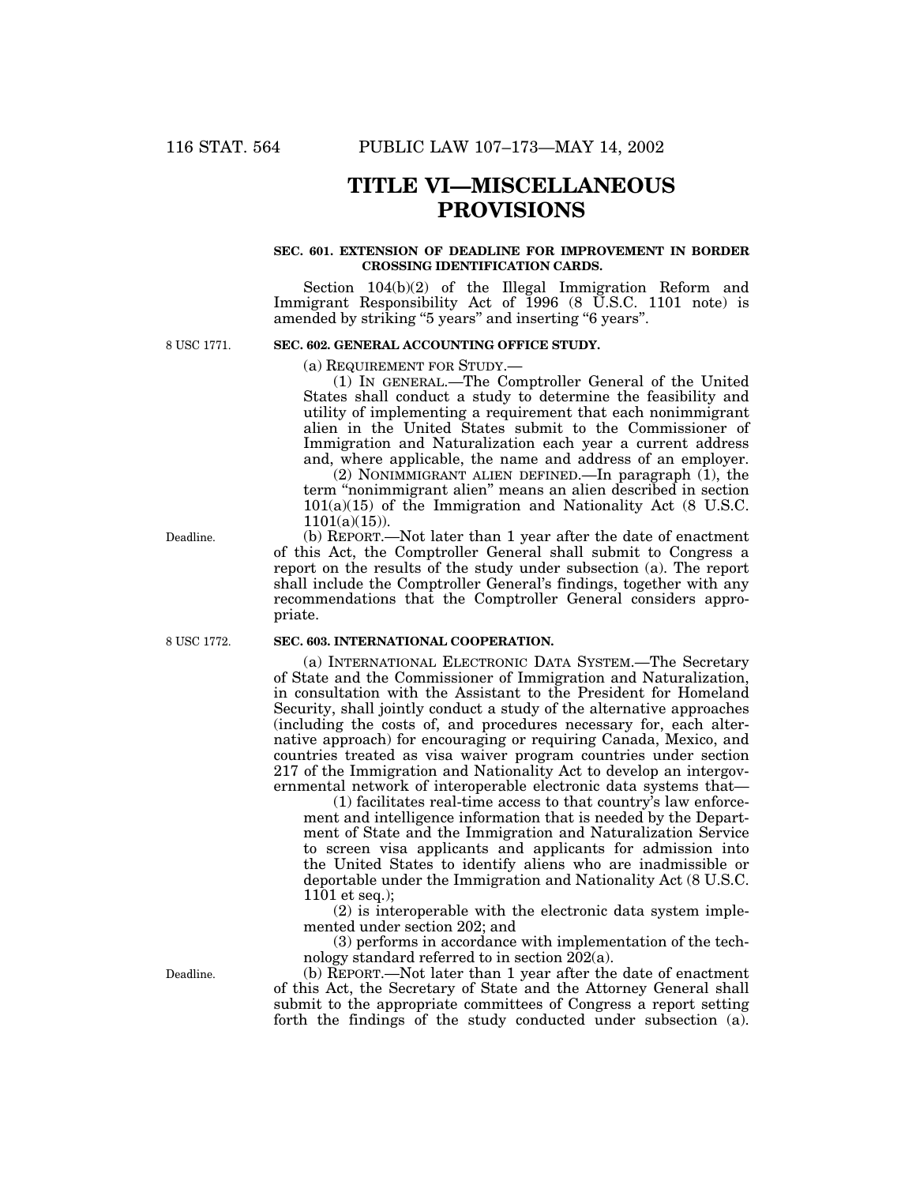# TITLE VI—MISCELLANEOUS PROVISIONS

**SEC. 601. EXTENSION OF DEADLINE FOR IMPROVEMENT IN BORDER CROSSING IDENTIFICATION CARDS.**

Section 104(b)(2) of the Illegal Immigration Reform and Immigrant Responsibility Act of 1996 (8 U.S.C. 1101 note) is amended by striking "5 years" and inserting "6 years".

8 USC 1771.

**SEC. 602. GENERAL ACCOUNTING OFFICE STUDY.**

(a) REQUIREMENT FOR STUDY.—

(1) IN GENERAL.—The Comptroller General of the United States shall conduct a study to determine the feasibility and utility of implementing a requirement that each nonimmigrant alien in the United States submit to the Commissioner of Immigration and Naturalization each year a current address and, where applicable, the name and address of an employer.

(2) NONIMMIGRANT ALIEN DEFINED.—In paragraph (1), the term "nonimmigrant alien" means an alien described in section 101(a)(15) of the Immigration and Nationality Act (8 U.S.C. 1101(a)(15)).

Deadline.

(b) REPORT.—Not later than 1 year after the date of enactment of this Act, the Comptroller General shall submit to Congress a report on the results of the study under subsection (a). The report shall include the Comptroller General's findings, together with any recommendations that the Comptroller General considers appropriate.

8 USC 1772.

**SEC. 603. INTERNATIONAL COOPERATION.**

(a) INTERNATIONAL ELECTRONIC DATA SYSTEM.—The Secretary of State and the Commissioner of Immigration and Naturalization, in consultation with the Assistant to the President for Homeland Security, shall jointly conduct a study of the alternative approaches (including the costs of, and procedures necessary for, each alternative approach) for encouraging or requiring Canada, Mexico, and countries treated as visa waiver program countries under section 217 of the Immigration and Nationality Act to develop an intergovernmental network of interoperable electronic data systems that—

(1) facilitates real-time access to that country's law enforcement and intelligence information that is needed by the Department of State and the Immigration and Naturalization Service to screen visa applicants and applicants for admission into the United States to identify aliens who are inadmissible or deportable under the Immigration and Nationality Act (8 U.S.C. 1101 et seq.);

(2) is interoperable with the electronic data system implemented under section 202; and

(3) performs in accordance with implementation of the technology standard referred to in section 202(a).

Deadline.

(b) REPORT.—Not later than 1 year after the date of enactment of this Act, the Secretary of State and the Attorney General shall submit to the appropriate committees of Congress a report setting forth the findings of the study conducted under subsection (a).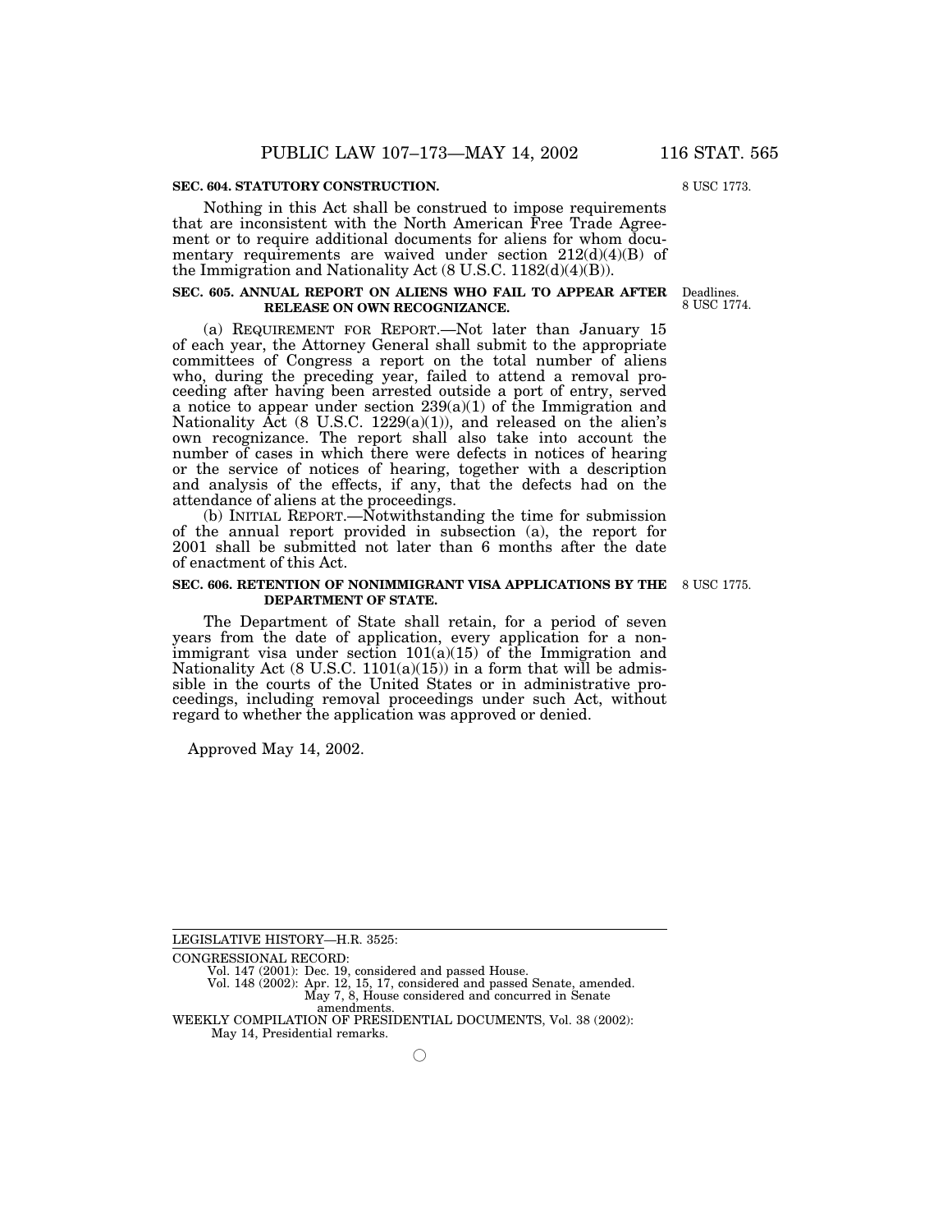**SEC. 604. STATUTORY CONSTRUCTION.**

8 USC 1773.

Nothing in this Act shall be construed to impose requirements that are inconsistent with the North American Free Trade Agreement or to require additional documents for aliens for whom documentary requirements are waived under section 212(d)(4)(B) of the Immigration and Nationality Act (8 U.S.C. 1182(d)(4)(B)).

**SEC. 605. ANNUAL REPORT ON ALIENS WHO FAIL TO APPEAR AFTER RELEASE ON OWN RECOGNIZANCE.**

Deadlines.
8 USC 1774.

(a) REQUIREMENT FOR REPORT.—Not later than January 15 of each year, the Attorney General shall submit to the appropriate committees of Congress a report on the total number of aliens who, during the preceding year, failed to attend a removal proceeding after having been arrested outside a port of entry, served a notice to appear under section 239(a)(1) of the Immigration and Nationality Act (8 U.S.C. 1229(a)(1)), and released on the alien's own recognizance. The report shall also take into account the number of cases in which there were defects in notices of hearing or the service of notices of hearing, together with a description and analysis of the effects, if any, that the defects had on the attendance of aliens at the proceedings.

(b) INITIAL REPORT.—Notwithstanding the time for submission of the annual report provided in subsection (a), the report for 2001 shall be submitted not later than 6 months after the date of enactment of this Act.

**SEC. 606. RETENTION OF NONIMMIGRANT VISA APPLICATIONS BY THE DEPARTMENT OF STATE.**

8 USC 1775.

The Department of State shall retain, for a period of seven years from the date of application, every application for a nonimmigrant visa under section 101(a)(15) of the Immigration and Nationality Act (8 U.S.C. 1101(a)(15)) in a form that will be admissible in the courts of the United States or in administrative proceedings, including removal proceedings under such Act, without regard to whether the application was approved or denied.

Approved May 14, 2002.

---

LEGISLATIVE HISTORY—H.R. 3525:

CONGRESSIONAL RECORD:
- Vol. 147 (2001): Dec. 19, considered and passed House.
- Vol. 148 (2002): Apr. 12, 15, 17, considered and passed Senate, amended. May 7, 8, House considered and concurred in Senate amendments.

WEEKLY COMPILATION OF PRESIDENTIAL DOCUMENTS, Vol. 38 (2002):
- May 14, Presidential remarks.